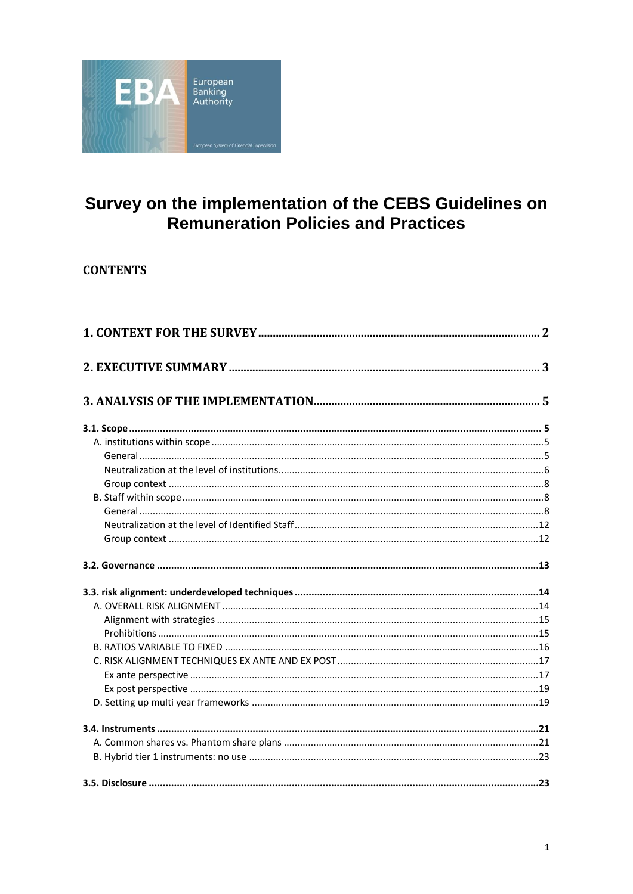European Banking Authority

European System of Financial Supervision

# Survey on the implementation of the CEBS Guidelines on Remuneration Policies and Practices

**CONTENTS**

**1. CONTEXT FOR THE SURVEY** ..... 2

**2. EXECUTIVE SUMMARY** ..... 3

**3. ANALYSIS OF THE IMPLEMENTATION** ..... 5

**3.1. Scope** ..... 5

- A. institutions within scope ..... 5
  - General ..... 5
  - Neutralization at the level of institutions ..... 6
  - Group context ..... 8
- B. Staff within scope ..... 8
  - General ..... 8
  - Neutralization at the level of Identified Staff ..... 12
  - Group context ..... 12

**3.2. Governance** ..... 13

**3.3. risk alignment: underdeveloped techniques** ..... 14

- A. OVERALL RISK ALIGNMENT ..... 14
  - Alignment with strategies ..... 15
  - Prohibitions ..... 15
- B. RATIOS VARIABLE TO FIXED ..... 16
- C. RISK ALIGNMENT TECHNIQUES EX ANTE AND EX POST ..... 17
  - Ex ante perspective ..... 17
  - Ex post perspective ..... 19
- D. Setting up multi year frameworks ..... 19

**3.4. Instruments** ..... 21

- A. Common shares vs. Phantom share plans ..... 21
- B. Hybrid tier 1 instruments: no use ..... 23

**3.5. Disclosure** ..... 23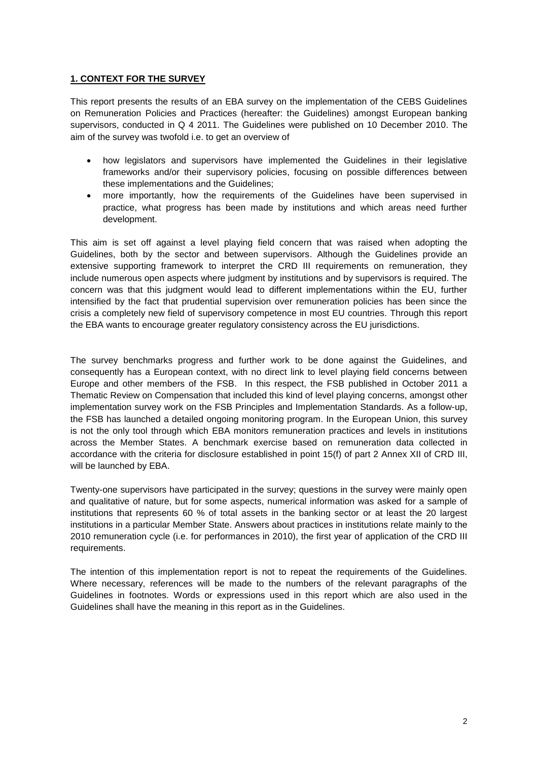## 1. CONTEXT FOR THE SURVEY

This report presents the results of an EBA survey on the implementation of the CEBS Guidelines on Remuneration Policies and Practices (hereafter: the Guidelines) amongst European banking supervisors, conducted in Q 4 2011. The Guidelines were published on 10 December 2010. The aim of the survey was twofold i.e. to get an overview of

- how legislators and supervisors have implemented the Guidelines in their legislative frameworks and/or their supervisory policies, focusing on possible differences between these implementations and the Guidelines;
- more importantly, how the requirements of the Guidelines have been supervised in practice, what progress has been made by institutions and which areas need further development.

This aim is set off against a level playing field concern that was raised when adopting the Guidelines, both by the sector and between supervisors. Although the Guidelines provide an extensive supporting framework to interpret the CRD III requirements on remuneration, they include numerous open aspects where judgment by institutions and by supervisors is required. The concern was that this judgment would lead to different implementations within the EU, further intensified by the fact that prudential supervision over remuneration policies has been since the crisis a completely new field of supervisory competence in most EU countries. Through this report the EBA wants to encourage greater regulatory consistency across the EU jurisdictions.

The survey benchmarks progress and further work to be done against the Guidelines, and consequently has a European context, with no direct link to level playing field concerns between Europe and other members of the FSB. In this respect, the FSB published in October 2011 a Thematic Review on Compensation that included this kind of level playing concerns, amongst other implementation survey work on the FSB Principles and Implementation Standards. As a follow-up, the FSB has launched a detailed ongoing monitoring program. In the European Union, this survey is not the only tool through which EBA monitors remuneration practices and levels in institutions across the Member States. A benchmark exercise based on remuneration data collected in accordance with the criteria for disclosure established in point 15(f) of part 2 Annex XII of CRD III, will be launched by EBA.

Twenty-one supervisors have participated in the survey; questions in the survey were mainly open and qualitative of nature, but for some aspects, numerical information was asked for a sample of institutions that represents 60 % of total assets in the banking sector or at least the 20 largest institutions in a particular Member State. Answers about practices in institutions relate mainly to the 2010 remuneration cycle (i.e. for performances in 2010), the first year of application of the CRD III requirements.

The intention of this implementation report is not to repeat the requirements of the Guidelines. Where necessary, references will be made to the numbers of the relevant paragraphs of the Guidelines in footnotes. Words or expressions used in this report which are also used in the Guidelines shall have the meaning in this report as in the Guidelines.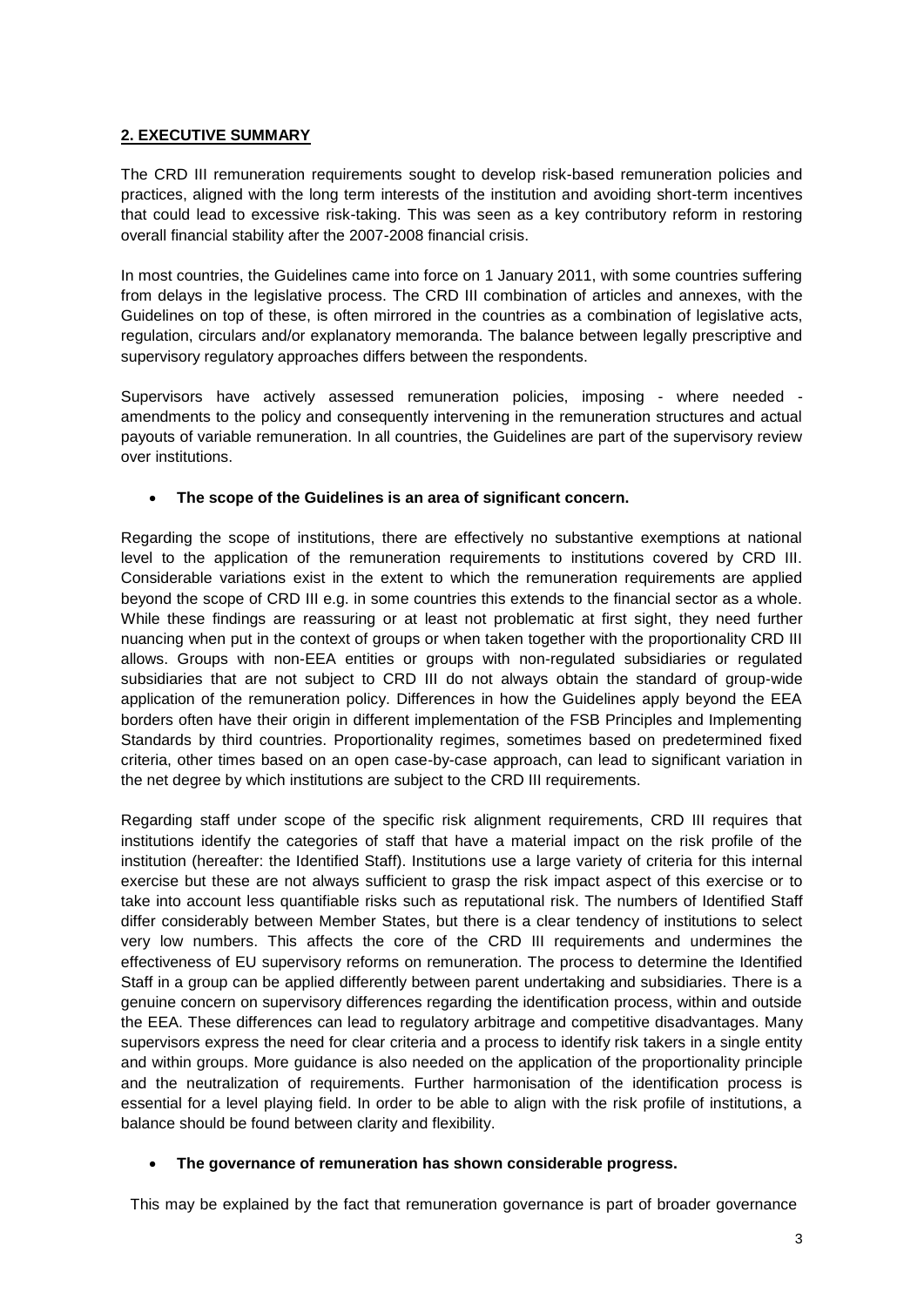## 2. EXECUTIVE SUMMARY

The CRD III remuneration requirements sought to develop risk-based remuneration policies and practices, aligned with the long term interests of the institution and avoiding short-term incentives that could lead to excessive risk-taking. This was seen as a key contributory reform in restoring overall financial stability after the 2007-2008 financial crisis.

In most countries, the Guidelines came into force on 1 January 2011, with some countries suffering from delays in the legislative process. The CRD III combination of articles and annexes, with the Guidelines on top of these, is often mirrored in the countries as a combination of legislative acts, regulation, circulars and/or explanatory memoranda. The balance between legally prescriptive and supervisory regulatory approaches differs between the respondents.

Supervisors have actively assessed remuneration policies, imposing - where needed - amendments to the policy and consequently intervening in the remuneration structures and actual payouts of variable remuneration. In all countries, the Guidelines are part of the supervisory review over institutions.

- **The scope of the Guidelines is an area of significant concern.**

Regarding the scope of institutions, there are effectively no substantive exemptions at national level to the application of the remuneration requirements to institutions covered by CRD III. Considerable variations exist in the extent to which the remuneration requirements are applied beyond the scope of CRD III e.g. in some countries this extends to the financial sector as a whole. While these findings are reassuring or at least not problematic at first sight, they need further nuancing when put in the context of groups or when taken together with the proportionality CRD III allows. Groups with non-EEA entities or groups with non-regulated subsidiaries or regulated subsidiaries that are not subject to CRD III do not always obtain the standard of group-wide application of the remuneration policy. Differences in how the Guidelines apply beyond the EEA borders often have their origin in different implementation of the FSB Principles and Implementing Standards by third countries. Proportionality regimes, sometimes based on predetermined fixed criteria, other times based on an open case-by-case approach, can lead to significant variation in the net degree by which institutions are subject to the CRD III requirements.

Regarding staff under scope of the specific risk alignment requirements, CRD III requires that institutions identify the categories of staff that have a material impact on the risk profile of the institution (hereafter: the Identified Staff). Institutions use a large variety of criteria for this internal exercise but these are not always sufficient to grasp the risk impact aspect of this exercise or to take into account less quantifiable risks such as reputational risk. The numbers of Identified Staff differ considerably between Member States, but there is a clear tendency of institutions to select very low numbers. This affects the core of the CRD III requirements and undermines the effectiveness of EU supervisory reforms on remuneration. The process to determine the Identified Staff in a group can be applied differently between parent undertaking and subsidiaries. There is a genuine concern on supervisory differences regarding the identification process, within and outside the EEA. These differences can lead to regulatory arbitrage and competitive disadvantages. Many supervisors express the need for clear criteria and a process to identify risk takers in a single entity and within groups. More guidance is also needed on the application of the proportionality principle and the neutralization of requirements. Further harmonisation of the identification process is essential for a level playing field. In order to be able to align with the risk profile of institutions, a balance should be found between clarity and flexibility.

- **The governance of remuneration has shown considerable progress.**

This may be explained by the fact that remuneration governance is part of broader governance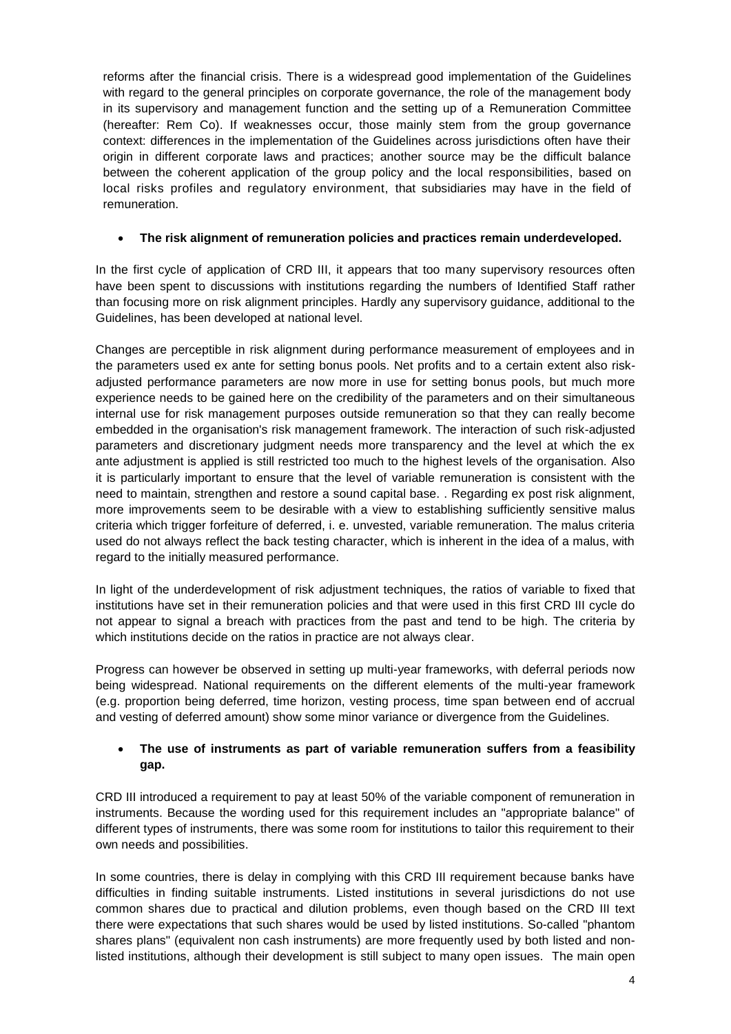reforms after the financial crisis. There is a widespread good implementation of the Guidelines with regard to the general principles on corporate governance, the role of the management body in its supervisory and management function and the setting up of a Remuneration Committee (hereafter: Rem Co). If weaknesses occur, those mainly stem from the group governance context: differences in the implementation of the Guidelines across jurisdictions often have their origin in different corporate laws and practices; another source may be the difficult balance between the coherent application of the group policy and the local responsibilities, based on local risks profiles and regulatory environment, that subsidiaries may have in the field of remuneration.

- **The risk alignment of remuneration policies and practices remain underdeveloped.**

In the first cycle of application of CRD III, it appears that too many supervisory resources often have been spent to discussions with institutions regarding the numbers of Identified Staff rather than focusing more on risk alignment principles. Hardly any supervisory guidance, additional to the Guidelines, has been developed at national level.

Changes are perceptible in risk alignment during performance measurement of employees and in the parameters used ex ante for setting bonus pools. Net profits and to a certain extent also risk-adjusted performance parameters are now more in use for setting bonus pools, but much more experience needs to be gained here on the credibility of the parameters and on their simultaneous internal use for risk management purposes outside remuneration so that they can really become embedded in the organisation's risk management framework. The interaction of such risk-adjusted parameters and discretionary judgment needs more transparency and the level at which the ex ante adjustment is applied is still restricted too much to the highest levels of the organisation. Also it is particularly important to ensure that the level of variable remuneration is consistent with the need to maintain, strengthen and restore a sound capital base. . Regarding ex post risk alignment, more improvements seem to be desirable with a view to establishing sufficiently sensitive malus criteria which trigger forfeiture of deferred, i. e. unvested, variable remuneration. The malus criteria used do not always reflect the back testing character, which is inherent in the idea of a malus, with regard to the initially measured performance.

In light of the underdevelopment of risk adjustment techniques, the ratios of variable to fixed that institutions have set in their remuneration policies and that were used in this first CRD III cycle do not appear to signal a breach with practices from the past and tend to be high. The criteria by which institutions decide on the ratios in practice are not always clear.

Progress can however be observed in setting up multi-year frameworks, with deferral periods now being widespread. National requirements on the different elements of the multi-year framework (e.g. proportion being deferred, time horizon, vesting process, time span between end of accrual and vesting of deferred amount) show some minor variance or divergence from the Guidelines.

- **The use of instruments as part of variable remuneration suffers from a feasibility gap.**

CRD III introduced a requirement to pay at least 50% of the variable component of remuneration in instruments. Because the wording used for this requirement includes an "appropriate balance" of different types of instruments, there was some room for institutions to tailor this requirement to their own needs and possibilities.

In some countries, there is delay in complying with this CRD III requirement because banks have difficulties in finding suitable instruments. Listed institutions in several jurisdictions do not use common shares due to practical and dilution problems, even though based on the CRD III text there were expectations that such shares would be used by listed institutions. So-called "phantom shares plans" (equivalent non cash instruments) are more frequently used by both listed and non-listed institutions, although their development is still subject to many open issues. The main open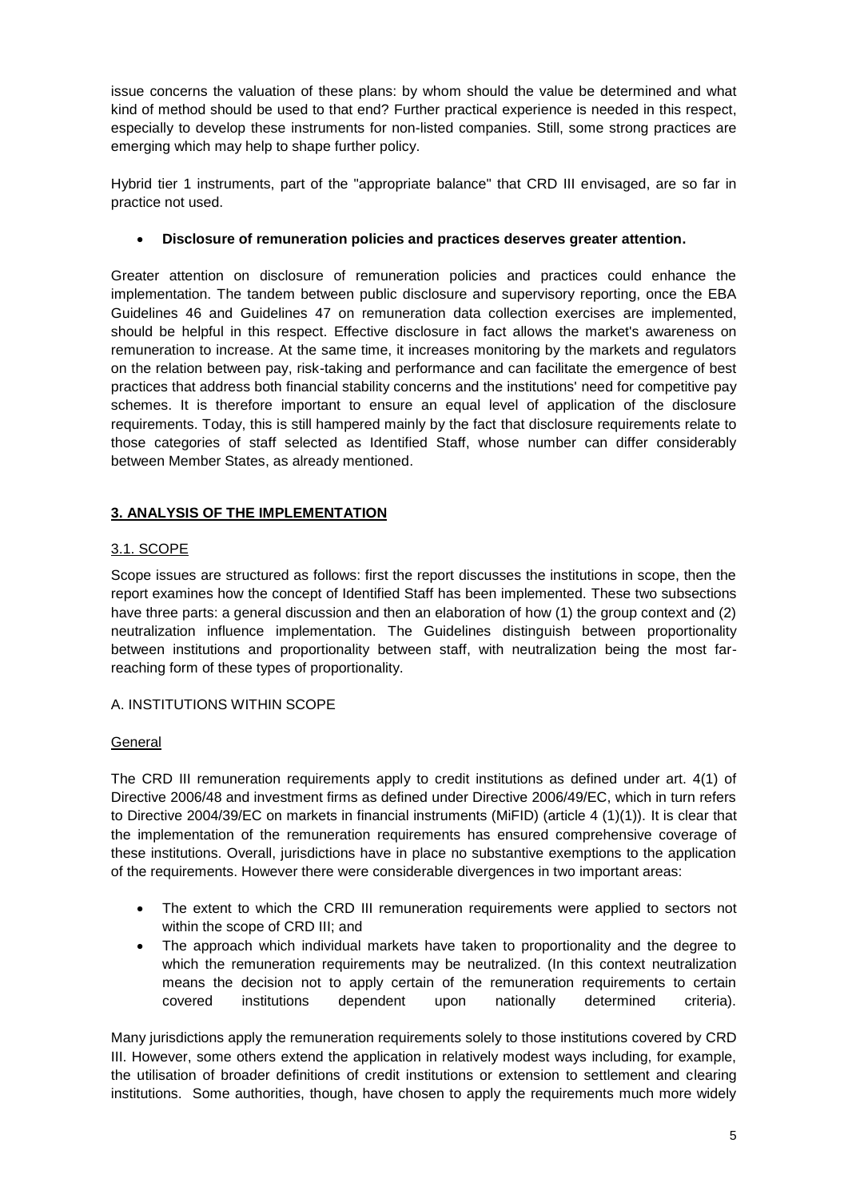issue concerns the valuation of these plans: by whom should the value be determined and what kind of method should be used to that end? Further practical experience is needed in this respect, especially to develop these instruments for non-listed companies. Still, some strong practices are emerging which may help to shape further policy.

Hybrid tier 1 instruments, part of the "appropriate balance" that CRD III envisaged, are so far in practice not used.

- **Disclosure of remuneration policies and practices deserves greater attention.**

Greater attention on disclosure of remuneration policies and practices could enhance the implementation. The tandem between public disclosure and supervisory reporting, once the EBA Guidelines 46 and Guidelines 47 on remuneration data collection exercises are implemented, should be helpful in this respect. Effective disclosure in fact allows the market's awareness on remuneration to increase. At the same time, it increases monitoring by the markets and regulators on the relation between pay, risk-taking and performance and can facilitate the emergence of best practices that address both financial stability concerns and the institutions' need for competitive pay schemes. It is therefore important to ensure an equal level of application of the disclosure requirements. Today, this is still hampered mainly by the fact that disclosure requirements relate to those categories of staff selected as Identified Staff, whose number can differ considerably between Member States, as already mentioned.

## 3. ANALYSIS OF THE IMPLEMENTATION

### 3.1. SCOPE

Scope issues are structured as follows: first the report discusses the institutions in scope, then the report examines how the concept of Identified Staff has been implemented. These two subsections have three parts: a general discussion and then an elaboration of how (1) the group context and (2) neutralization influence implementation. The Guidelines distinguish between proportionality between institutions and proportionality between staff, with neutralization being the most far-reaching form of these types of proportionality.

#### A. INSTITUTIONS WITHIN SCOPE

General

The CRD III remuneration requirements apply to credit institutions as defined under art. 4(1) of Directive 2006/48 and investment firms as defined under Directive 2006/49/EC, which in turn refers to Directive 2004/39/EC on markets in financial instruments (MiFID) (article 4 (1)(1)). It is clear that the implementation of the remuneration requirements has ensured comprehensive coverage of these institutions. Overall, jurisdictions have in place no substantive exemptions to the application of the requirements. However there were considerable divergences in two important areas:

- The extent to which the CRD III remuneration requirements were applied to sectors not within the scope of CRD III; and
- The approach which individual markets have taken to proportionality and the degree to which the remuneration requirements may be neutralized. (In this context neutralization means the decision not to apply certain of the remuneration requirements to certain covered institutions dependent upon nationally determined criteria).

Many jurisdictions apply the remuneration requirements solely to those institutions covered by CRD III. However, some others extend the application in relatively modest ways including, for example, the utilisation of broader definitions of credit institutions or extension to settlement and clearing institutions. Some authorities, though, have chosen to apply the requirements much more widely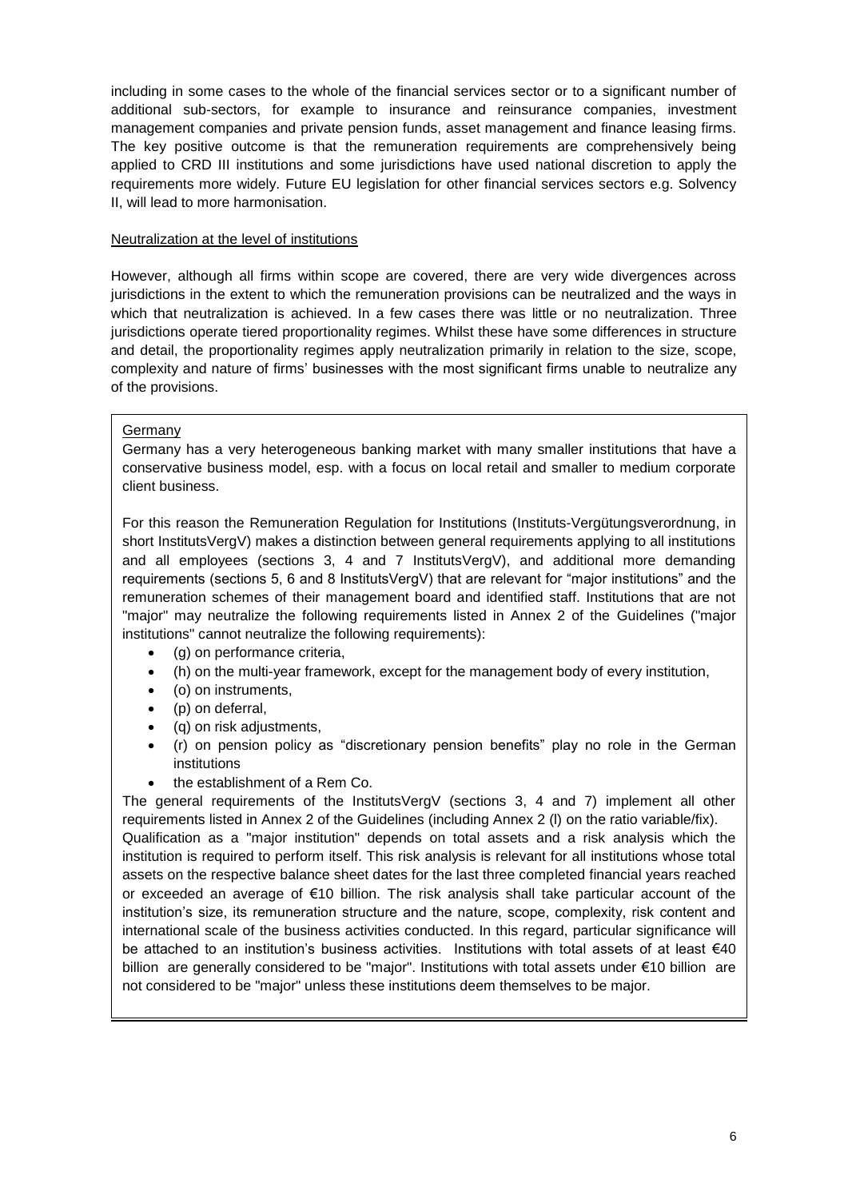including in some cases to the whole of the financial services sector or to a significant number of additional sub-sectors, for example to insurance and reinsurance companies, investment management companies and private pension funds, asset management and finance leasing firms. The key positive outcome is that the remuneration requirements are comprehensively being applied to CRD III institutions and some jurisdictions have used national discretion to apply the requirements more widely. Future EU legislation for other financial services sectors e.g. Solvency II, will lead to more harmonisation.

Neutralization at the level of institutions

However, although all firms within scope are covered, there are very wide divergences across jurisdictions in the extent to which the remuneration provisions can be neutralized and the ways in which that neutralization is achieved. In a few cases there was little or no neutralization. Three jurisdictions operate tiered proportionality regimes. Whilst these have some differences in structure and detail, the proportionality regimes apply neutralization primarily in relation to the size, scope, complexity and nature of firms' businesses with the most significant firms unable to neutralize any of the provisions.

Germany

Germany has a very heterogeneous banking market with many smaller institutions that have a conservative business model, esp. with a focus on local retail and smaller to medium corporate client business.

For this reason the Remuneration Regulation for Institutions (Instituts-Vergütungsverordnung, in short InstitutsVergV) makes a distinction between general requirements applying to all institutions and all employees (sections 3, 4 and 7 InstitutsVergV), and additional more demanding requirements (sections 5, 6 and 8 InstitutsVergV) that are relevant for "major institutions" and the remuneration schemes of their management board and identified staff. Institutions that are not "major" may neutralize the following requirements listed in Annex 2 of the Guidelines ("major institutions" cannot neutralize the following requirements):

- (g) on performance criteria,
- (h) on the multi-year framework, except for the management body of every institution,
- (o) on instruments,
- (p) on deferral,
- (q) on risk adjustments,
- (r) on pension policy as "discretionary pension benefits" play no role in the German institutions
- the establishment of a Rem Co.

The general requirements of the InstitutsVergV (sections 3, 4 and 7) implement all other requirements listed in Annex 2 of the Guidelines (including Annex 2 (l) on the ratio variable/fix).

Qualification as a "major institution" depends on total assets and a risk analysis which the institution is required to perform itself. This risk analysis is relevant for all institutions whose total assets on the respective balance sheet dates for the last three completed financial years reached or exceeded an average of €10 billion. The risk analysis shall take particular account of the institution's size, its remuneration structure and the nature, scope, complexity, risk content and international scale of the business activities conducted. In this regard, particular significance will be attached to an institution's business activities. Institutions with total assets of at least €40 billion are generally considered to be "major". Institutions with total assets under €10 billion are not considered to be "major" unless these institutions deem themselves to be major.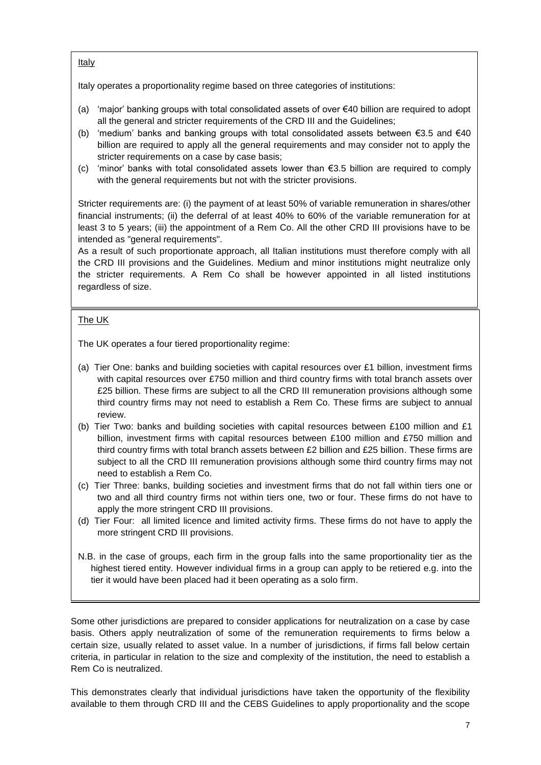Italy

Italy operates a proportionality regime based on three categories of institutions:

(a) 'major' banking groups with total consolidated assets of over €40 billion are required to adopt all the general and stricter requirements of the CRD III and the Guidelines;
(b) 'medium' banks and banking groups with total consolidated assets between €3.5 and €40 billion are required to apply all the general requirements and may consider not to apply the stricter requirements on a case by case basis;
(c) 'minor' banks with total consolidated assets lower than €3.5 billion are required to comply with the general requirements but not with the stricter provisions.

Stricter requirements are: (i) the payment of at least 50% of variable remuneration in shares/other financial instruments; (ii) the deferral of at least 40% to 60% of the variable remuneration for at least 3 to 5 years; (iii) the appointment of a Rem Co. All the other CRD III provisions have to be intended as "general requirements".
As a result of such proportionate approach, all Italian institutions must therefore comply with all the CRD III provisions and the Guidelines. Medium and minor institutions might neutralize only the stricter requirements. A Rem Co shall be however appointed in all listed institutions regardless of size.

The UK

The UK operates a four tiered proportionality regime:

(a) Tier One: banks and building societies with capital resources over £1 billion, investment firms with capital resources over £750 million and third country firms with total branch assets over £25 billion. These firms are subject to all the CRD III remuneration provisions although some third country firms may not need to establish a Rem Co. These firms are subject to annual review.
(b) Tier Two: banks and building societies with capital resources between £100 million and £1 billion, investment firms with capital resources between £100 million and £750 million and third country firms with total branch assets between £2 billion and £25 billion. These firms are subject to all the CRD III remuneration provisions although some third country firms may not need to establish a Rem Co.
(c) Tier Three: banks, building societies and investment firms that do not fall within tiers one or two and all third country firms not within tiers one, two or four. These firms do not have to apply the more stringent CRD III provisions.
(d) Tier Four: all limited licence and limited activity firms. These firms do not have to apply the more stringent CRD III provisions.

N.B. in the case of groups, each firm in the group falls into the same proportionality tier as the highest tiered entity. However individual firms in a group can apply to be retiered e.g. into the tier it would have been placed had it been operating as a solo firm.

Some other jurisdictions are prepared to consider applications for neutralization on a case by case basis. Others apply neutralization of some of the remuneration requirements to firms below a certain size, usually related to asset value. In a number of jurisdictions, if firms fall below certain criteria, in particular in relation to the size and complexity of the institution, the need to establish a Rem Co is neutralized.

This demonstrates clearly that individual jurisdictions have taken the opportunity of the flexibility available to them through CRD III and the CEBS Guidelines to apply proportionality and the scope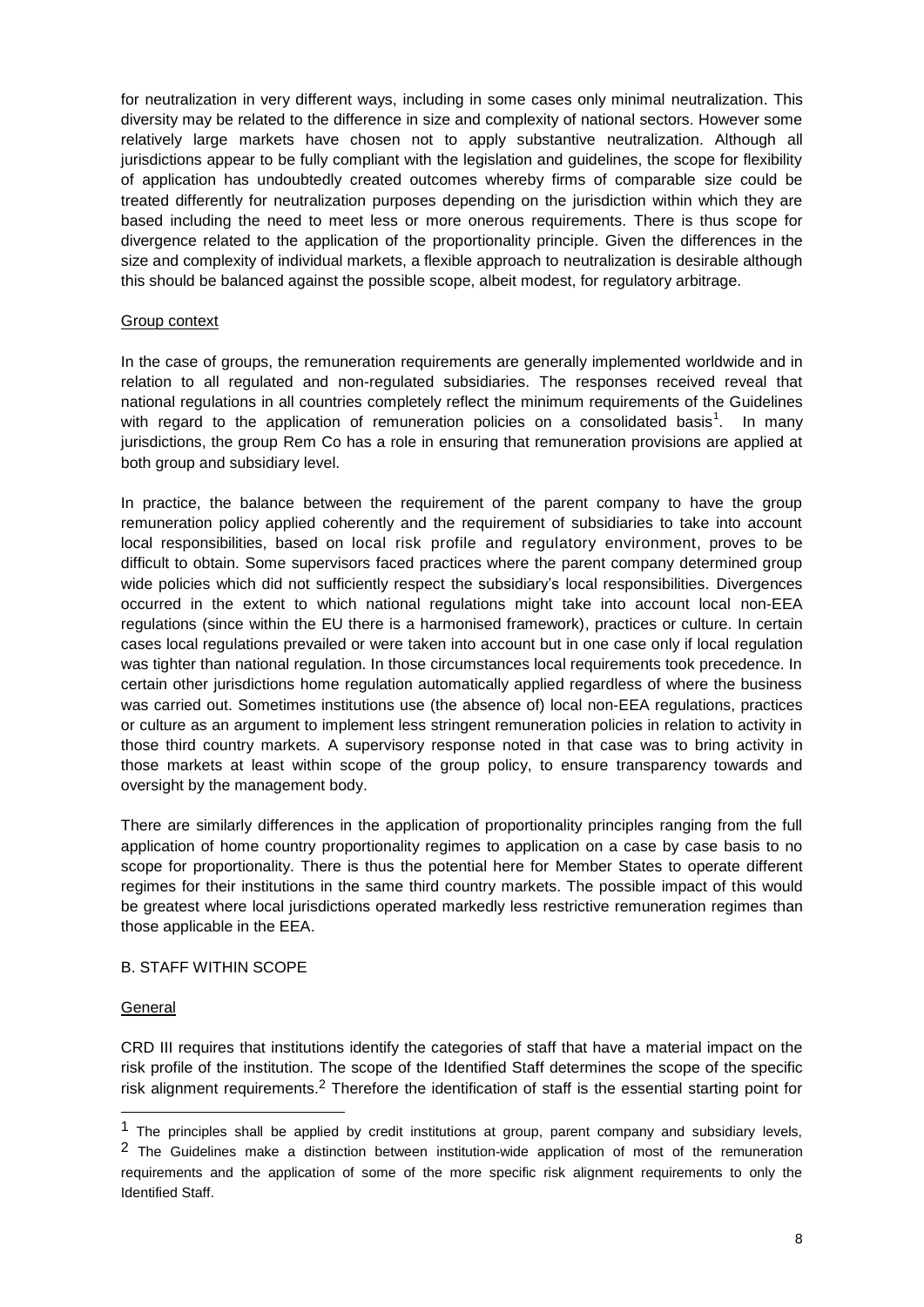for neutralization in very different ways, including in some cases only minimal neutralization. This diversity may be related to the difference in size and complexity of national sectors. However some relatively large markets have chosen not to apply substantive neutralization. Although all jurisdictions appear to be fully compliant with the legislation and guidelines, the scope for flexibility of application has undoubtedly created outcomes whereby firms of comparable size could be treated differently for neutralization purposes depending on the jurisdiction within which they are based including the need to meet less or more onerous requirements. There is thus scope for divergence related to the application of the proportionality principle. Given the differences in the size and complexity of individual markets, a flexible approach to neutralization is desirable although this should be balanced against the possible scope, albeit modest, for regulatory arbitrage.

#### Group context

In the case of groups, the remuneration requirements are generally implemented worldwide and in relation to all regulated and non-regulated subsidiaries. The responses received reveal that national regulations in all countries completely reflect the minimum requirements of the Guidelines with regard to the application of remuneration policies on a consolidated basis[1]. In many jurisdictions, the group Rem Co has a role in ensuring that remuneration provisions are applied at both group and subsidiary level.

In practice, the balance between the requirement of the parent company to have the group remuneration policy applied coherently and the requirement of subsidiaries to take into account local responsibilities, based on local risk profile and regulatory environment, proves to be difficult to obtain. Some supervisors faced practices where the parent company determined group wide policies which did not sufficiently respect the subsidiary's local responsibilities. Divergences occurred in the extent to which national regulations might take into account local non-EEA regulations (since within the EU there is a harmonised framework), practices or culture. In certain cases local regulations prevailed or were taken into account but in one case only if local regulation was tighter than national regulation. In those circumstances local requirements took precedence. In certain other jurisdictions home regulation automatically applied regardless of where the business was carried out. Sometimes institutions use (the absence of) local non-EEA regulations, practices or culture as an argument to implement less stringent remuneration policies in relation to activity in those third country markets. A supervisory response noted in that case was to bring activity in those markets at least within scope of the group policy, to ensure transparency towards and oversight by the management body.

There are similarly differences in the application of proportionality principles ranging from the full application of home country proportionality regimes to application on a case by case basis to no scope for proportionality. There is thus the potential here for Member States to operate different regimes for their institutions in the same third country markets. The possible impact of this would be greatest where local jurisdictions operated markedly less restrictive remuneration regimes than those applicable in the EEA.

### B. STAFF WITHIN SCOPE

#### General

CRD III requires that institutions identify the categories of staff that have a material impact on the risk profile of the institution. The scope of the Identified Staff determines the scope of the specific risk alignment requirements.[2] Therefore the identification of staff is the essential starting point for

---

[1] The principles shall be applied by credit institutions at group, parent company and subsidiary levels,

[2] The Guidelines make a distinction between institution-wide application of most of the remuneration requirements and the application of some of the more specific risk alignment requirements to only the Identified Staff.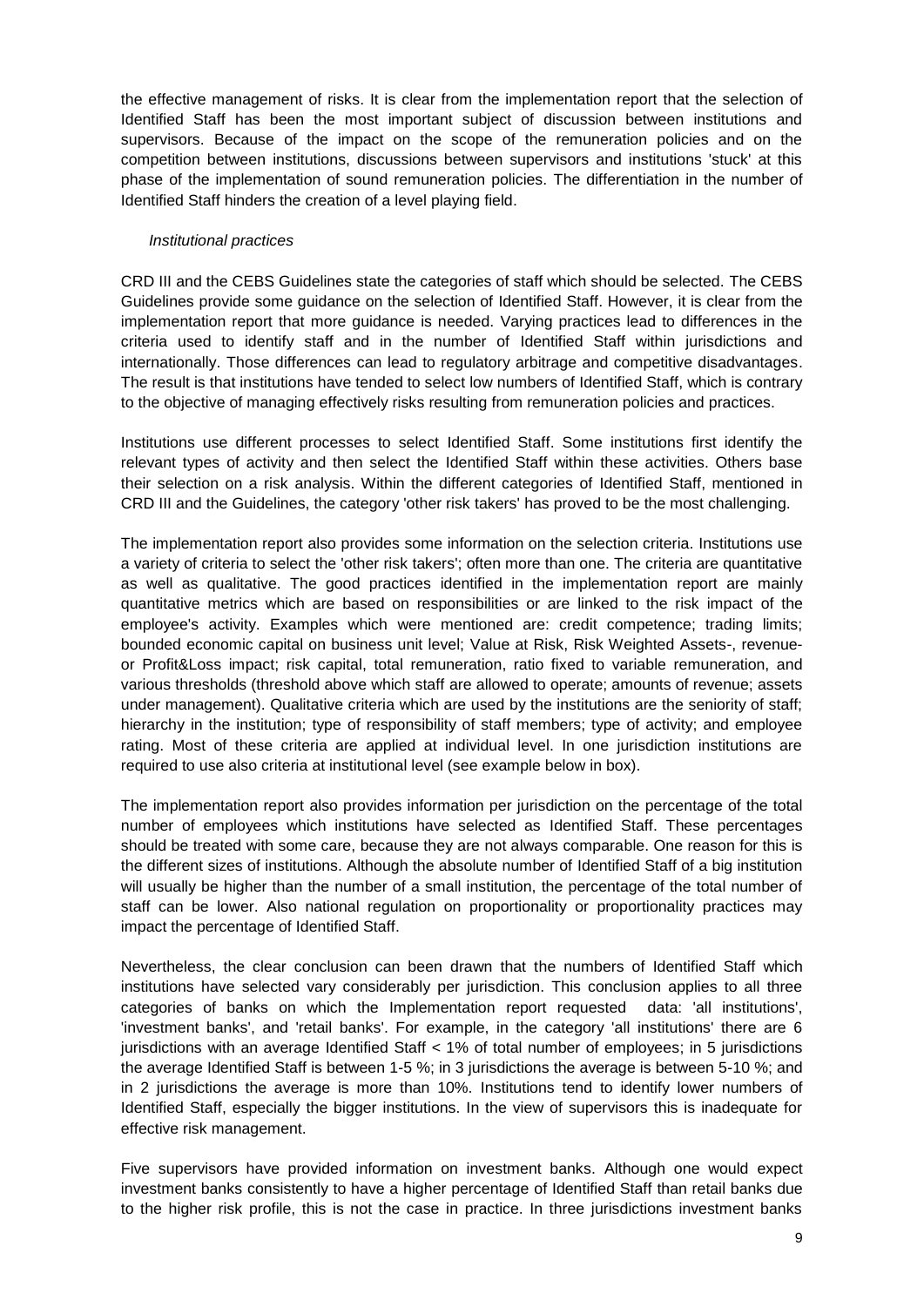the effective management of risks. It is clear from the implementation report that the selection of Identified Staff has been the most important subject of discussion between institutions and supervisors. Because of the impact on the scope of the remuneration policies and on the competition between institutions, discussions between supervisors and institutions 'stuck' at this phase of the implementation of sound remuneration policies. The differentiation in the number of Identified Staff hinders the creation of a level playing field.

*Institutional practices*

CRD III and the CEBS Guidelines state the categories of staff which should be selected. The CEBS Guidelines provide some guidance on the selection of Identified Staff. However, it is clear from the implementation report that more guidance is needed. Varying practices lead to differences in the criteria used to identify staff and in the number of Identified Staff within jurisdictions and internationally. Those differences can lead to regulatory arbitrage and competitive disadvantages. The result is that institutions have tended to select low numbers of Identified Staff, which is contrary to the objective of managing effectively risks resulting from remuneration policies and practices.

Institutions use different processes to select Identified Staff. Some institutions first identify the relevant types of activity and then select the Identified Staff within these activities. Others base their selection on a risk analysis. Within the different categories of Identified Staff, mentioned in CRD III and the Guidelines, the category 'other risk takers' has proved to be the most challenging.

The implementation report also provides some information on the selection criteria. Institutions use a variety of criteria to select the 'other risk takers'; often more than one. The criteria are quantitative as well as qualitative. The good practices identified in the implementation report are mainly quantitative metrics which are based on responsibilities or are linked to the risk impact of the employee's activity. Examples which were mentioned are: credit competence; trading limits; bounded economic capital on business unit level; Value at Risk, Risk Weighted Assets-, revenue- or Profit&Loss impact; risk capital, total remuneration, ratio fixed to variable remuneration, and various thresholds (threshold above which staff are allowed to operate; amounts of revenue; assets under management). Qualitative criteria which are used by the institutions are the seniority of staff; hierarchy in the institution; type of responsibility of staff members; type of activity; and employee rating. Most of these criteria are applied at individual level. In one jurisdiction institutions are required to use also criteria at institutional level (see example below in box).

The implementation report also provides information per jurisdiction on the percentage of the total number of employees which institutions have selected as Identified Staff. These percentages should be treated with some care, because they are not always comparable. One reason for this is the different sizes of institutions. Although the absolute number of Identified Staff of a big institution will usually be higher than the number of a small institution, the percentage of the total number of staff can be lower. Also national regulation on proportionality or proportionality practices may impact the percentage of Identified Staff.

Nevertheless, the clear conclusion can been drawn that the numbers of Identified Staff which institutions have selected vary considerably per jurisdiction. This conclusion applies to all three categories of banks on which the Implementation report requested data: 'all institutions', 'investment banks', and 'retail banks'. For example, in the category 'all institutions' there are 6 jurisdictions with an average Identified Staff < 1% of total number of employees; in 5 jurisdictions the average Identified Staff is between 1-5 %; in 3 jurisdictions the average is between 5-10 %; and in 2 jurisdictions the average is more than 10%. Institutions tend to identify lower numbers of Identified Staff, especially the bigger institutions. In the view of supervisors this is inadequate for effective risk management.

Five supervisors have provided information on investment banks. Although one would expect investment banks consistently to have a higher percentage of Identified Staff than retail banks due to the higher risk profile, this is not the case in practice. In three jurisdictions investment banks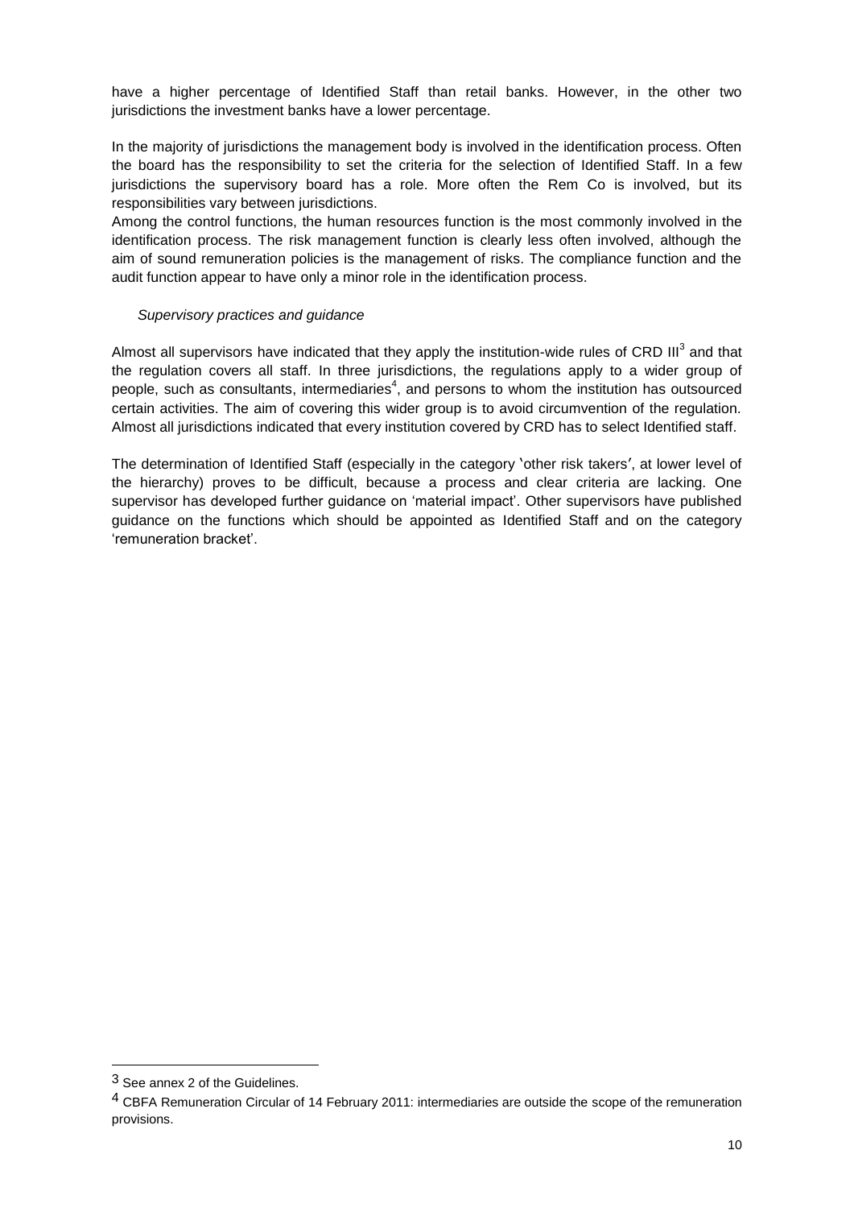have a higher percentage of Identified Staff than retail banks. However, in the other two jurisdictions the investment banks have a lower percentage.

In the majority of jurisdictions the management body is involved in the identification process. Often the board has the responsibility to set the criteria for the selection of Identified Staff. In a few jurisdictions the supervisory board has a role. More often the Rem Co is involved, but its responsibilities vary between jurisdictions.
Among the control functions, the human resources function is the most commonly involved in the identification process. The risk management function is clearly less often involved, although the aim of sound remuneration policies is the management of risks. The compliance function and the audit function appear to have only a minor role in the identification process.

*Supervisory practices and guidance*

Almost all supervisors have indicated that they apply the institution-wide rules of CRD III[3] and that the regulation covers all staff. In three jurisdictions, the regulations apply to a wider group of people, such as consultants, intermediaries[4], and persons to whom the institution has outsourced certain activities. The aim of covering this wider group is to avoid circumvention of the regulation. Almost all jurisdictions indicated that every institution covered by CRD has to select Identified staff.

The determination of Identified Staff (especially in the category 'other risk takers', at lower level of the hierarchy) proves to be difficult, because a process and clear criteria are lacking. One supervisor has developed further guidance on 'material impact'. Other supervisors have published guidance on the functions which should be appointed as Identified Staff and on the category 'remuneration bracket'.

---

[3] See annex 2 of the Guidelines.

[4] CBFA Remuneration Circular of 14 February 2011: intermediaries are outside the scope of the remuneration provisions.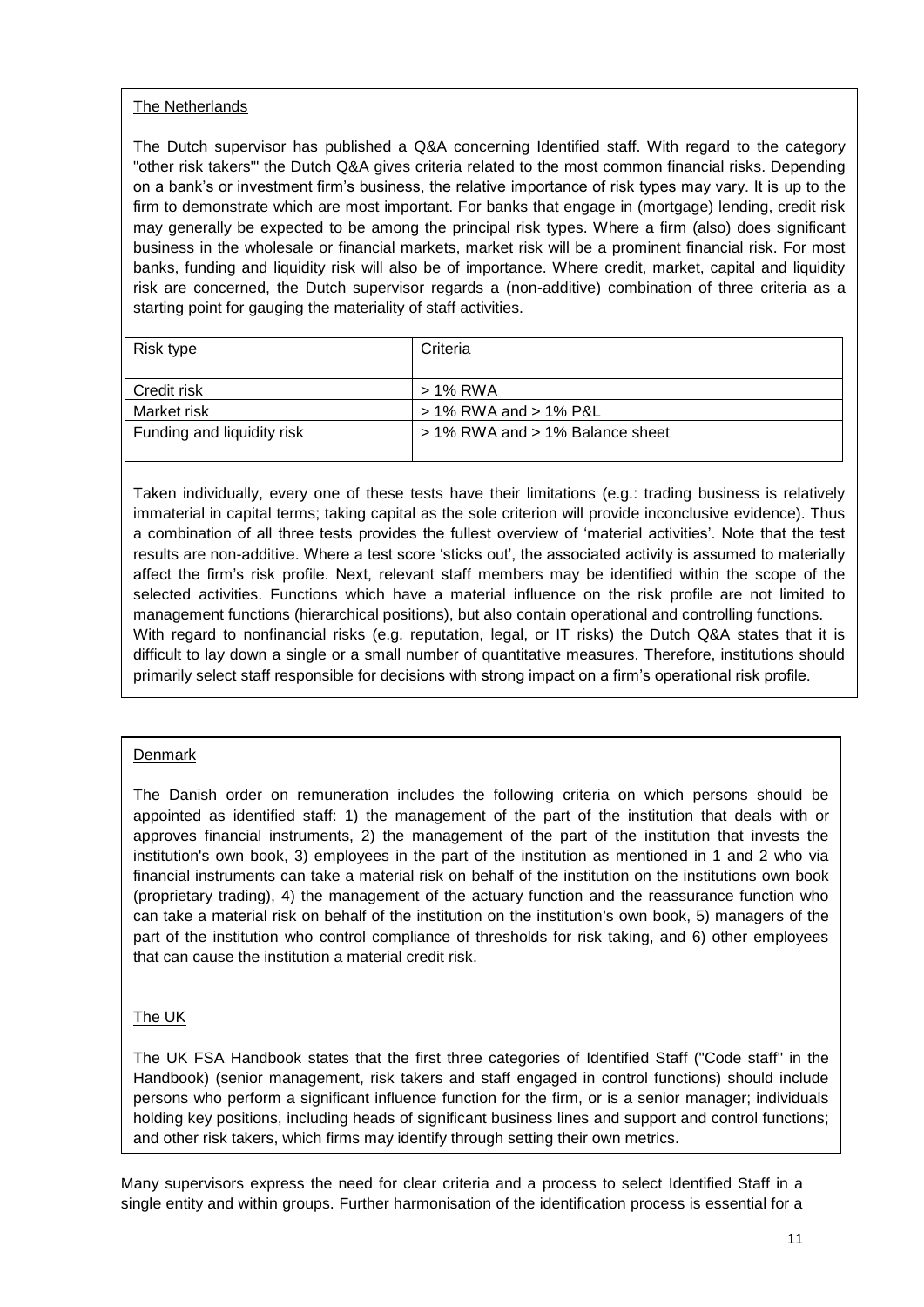The Netherlands

The Dutch supervisor has published a Q&A concerning Identified staff. With regard to the category "other risk takers'" the Dutch Q&A gives criteria related to the most common financial risks. Depending on a bank's or investment firm's business, the relative importance of risk types may vary. It is up to the firm to demonstrate which are most important. For banks that engage in (mortgage) lending, credit risk may generally be expected to be among the principal risk types. Where a firm (also) does significant business in the wholesale or financial markets, market risk will be a prominent financial risk. For most banks, funding and liquidity risk will also be of importance. Where credit, market, capital and liquidity risk are concerned, the Dutch supervisor regards a (non-additive) combination of three criteria as a starting point for gauging the materiality of staff activities.

| Risk type | Criteria |
| --- | --- |
| Credit risk | > 1% RWA |
| Market risk | > 1% RWA and > 1% P&L |
| Funding and liquidity risk | > 1% RWA and > 1% Balance sheet |

Taken individually, every one of these tests have their limitations (e.g.: trading business is relatively immaterial in capital terms; taking capital as the sole criterion will provide inconclusive evidence). Thus a combination of all three tests provides the fullest overview of 'material activities'. Note that the test results are non-additive. Where a test score 'sticks out', the associated activity is assumed to materially affect the firm's risk profile. Next, relevant staff members may be identified within the scope of the selected activities. Functions which have a material influence on the risk profile are not limited to management functions (hierarchical positions), but also contain operational and controlling functions.
With regard to nonfinancial risks (e.g. reputation, legal, or IT risks) the Dutch Q&A states that it is difficult to lay down a single or a small number of quantitative measures. Therefore, institutions should primarily select staff responsible for decisions with strong impact on a firm's operational risk profile.

Denmark

The Danish order on remuneration includes the following criteria on which persons should be appointed as identified staff: 1) the management of the part of the institution that deals with or approves financial instruments, 2) the management of the part of the institution that invests the institution's own book, 3) employees in the part of the institution as mentioned in 1 and 2 who via financial instruments can take a material risk on behalf of the institution on the institutions own book (proprietary trading), 4) the management of the actuary function and the reassurance function who can take a material risk on behalf of the institution on the institution's own book, 5) managers of the part of the institution who control compliance of thresholds for risk taking, and 6) other employees that can cause the institution a material credit risk.

The UK

The UK FSA Handbook states that the first three categories of Identified Staff ("Code staff" in the Handbook) (senior management, risk takers and staff engaged in control functions) should include persons who perform a significant influence function for the firm, or is a senior manager; individuals holding key positions, including heads of significant business lines and support and control functions; and other risk takers, which firms may identify through setting their own metrics.

Many supervisors express the need for clear criteria and a process to select Identified Staff in a single entity and within groups. Further harmonisation of the identification process is essential for a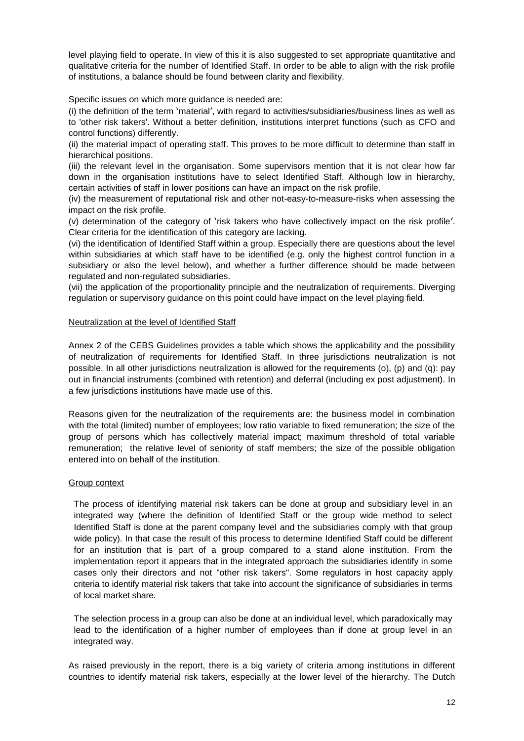level playing field to operate. In view of this it is also suggested to set appropriate quantitative and qualitative criteria for the number of Identified Staff. In order to be able to align with the risk profile of institutions, a balance should be found between clarity and flexibility.

Specific issues on which more guidance is needed are:

(i) the definition of the term 'material', with regard to activities/subsidiaries/business lines as well as to 'other risk takers'. Without a better definition, institutions interpret functions (such as CFO and control functions) differently.

(ii) the material impact of operating staff. This proves to be more difficult to determine than staff in hierarchical positions.

(iii) the relevant level in the organisation. Some supervisors mention that it is not clear how far down in the organisation institutions have to select Identified Staff. Although low in hierarchy, certain activities of staff in lower positions can have an impact on the risk profile.

(iv) the measurement of reputational risk and other not-easy-to-measure-risks when assessing the impact on the risk profile.

(v) determination of the category of 'risk takers who have collectively impact on the risk profile'. Clear criteria for the identification of this category are lacking.

(vi) the identification of Identified Staff within a group. Especially there are questions about the level within subsidiaries at which staff have to be identified (e.g. only the highest control function in a subsidiary or also the level below), and whether a further difference should be made between regulated and non-regulated subsidiaries.

(vii) the application of the proportionality principle and the neutralization of requirements. Diverging regulation or supervisory guidance on this point could have impact on the level playing field.

Neutralization at the level of Identified Staff

Annex 2 of the CEBS Guidelines provides a table which shows the applicability and the possibility of neutralization of requirements for Identified Staff. In three jurisdictions neutralization is not possible. In all other jurisdictions neutralization is allowed for the requirements (o), (p) and (q): pay out in financial instruments (combined with retention) and deferral (including ex post adjustment). In a few jurisdictions institutions have made use of this.

Reasons given for the neutralization of the requirements are: the business model in combination with the total (limited) number of employees; low ratio variable to fixed remuneration; the size of the group of persons which has collectively material impact; maximum threshold of total variable remuneration; the relative level of seniority of staff members; the size of the possible obligation entered into on behalf of the institution.

Group context

The process of identifying material risk takers can be done at group and subsidiary level in an integrated way (where the definition of Identified Staff or the group wide method to select Identified Staff is done at the parent company level and the subsidiaries comply with that group wide policy). In that case the result of this process to determine Identified Staff could be different for an institution that is part of a group compared to a stand alone institution. From the implementation report it appears that in the integrated approach the subsidiaries identify in some cases only their directors and not "other risk takers". Some regulators in host capacity apply criteria to identify material risk takers that take into account the significance of subsidiaries in terms of local market share.

The selection process in a group can also be done at an individual level, which paradoxically may lead to the identification of a higher number of employees than if done at group level in an integrated way.

As raised previously in the report, there is a big variety of criteria among institutions in different countries to identify material risk takers, especially at the lower level of the hierarchy. The Dutch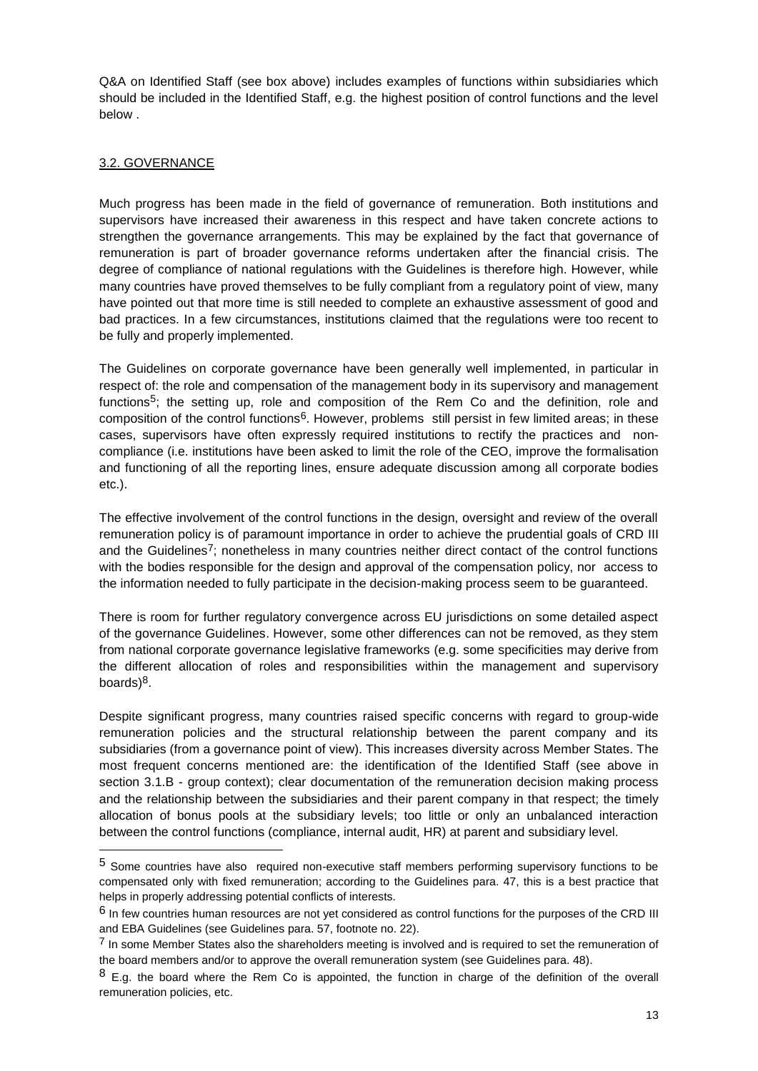Q&A on Identified Staff (see box above) includes examples of functions within subsidiaries which should be included in the Identified Staff, e.g. the highest position of control functions and the level below .

## 3.2. GOVERNANCE

Much progress has been made in the field of governance of remuneration. Both institutions and supervisors have increased their awareness in this respect and have taken concrete actions to strengthen the governance arrangements. This may be explained by the fact that governance of remuneration is part of broader governance reforms undertaken after the financial crisis. The degree of compliance of national regulations with the Guidelines is therefore high. However, while many countries have proved themselves to be fully compliant from a regulatory point of view, many have pointed out that more time is still needed to complete an exhaustive assessment of good and bad practices. In a few circumstances, institutions claimed that the regulations were too recent to be fully and properly implemented.

The Guidelines on corporate governance have been generally well implemented, in particular in respect of: the role and compensation of the management body in its supervisory and management functions[5]; the setting up, role and composition of the Rem Co and the definition, role and composition of the control functions[6]. However, problems still persist in few limited areas; in these cases, supervisors have often expressly required institutions to rectify the practices and non-compliance (i.e. institutions have been asked to limit the role of the CEO, improve the formalisation and functioning of all the reporting lines, ensure adequate discussion among all corporate bodies etc.).

The effective involvement of the control functions in the design, oversight and review of the overall remuneration policy is of paramount importance in order to achieve the prudential goals of CRD III and the Guidelines[7]; nonetheless in many countries neither direct contact of the control functions with the bodies responsible for the design and approval of the compensation policy, nor access to the information needed to fully participate in the decision-making process seem to be guaranteed.

There is room for further regulatory convergence across EU jurisdictions on some detailed aspect of the governance Guidelines. However, some other differences can not be removed, as they stem from national corporate governance legislative frameworks (e.g. some specificities may derive from the different allocation of roles and responsibilities within the management and supervisory boards)[8].

Despite significant progress, many countries raised specific concerns with regard to group-wide remuneration policies and the structural relationship between the parent company and its subsidiaries (from a governance point of view). This increases diversity across Member States. The most frequent concerns mentioned are: the identification of the Identified Staff (see above in section 3.1.B - group context); clear documentation of the remuneration decision making process and the relationship between the subsidiaries and their parent company in that respect; the timely allocation of bonus pools at the subsidiary levels; too little or only an unbalanced interaction between the control functions (compliance, internal audit, HR) at parent and subsidiary level.

---

[5] Some countries have also required non-executive staff members performing supervisory functions to be compensated only with fixed remuneration; according to the Guidelines para. 47, this is a best practice that helps in properly addressing potential conflicts of interests.

[6] In few countries human resources are not yet considered as control functions for the purposes of the CRD III and EBA Guidelines (see Guidelines para. 57, footnote no. 22).

[7] In some Member States also the shareholders meeting is involved and is required to set the remuneration of the board members and/or to approve the overall remuneration system (see Guidelines para. 48).

[8] E.g. the board where the Rem Co is appointed, the function in charge of the definition of the overall remuneration policies, etc.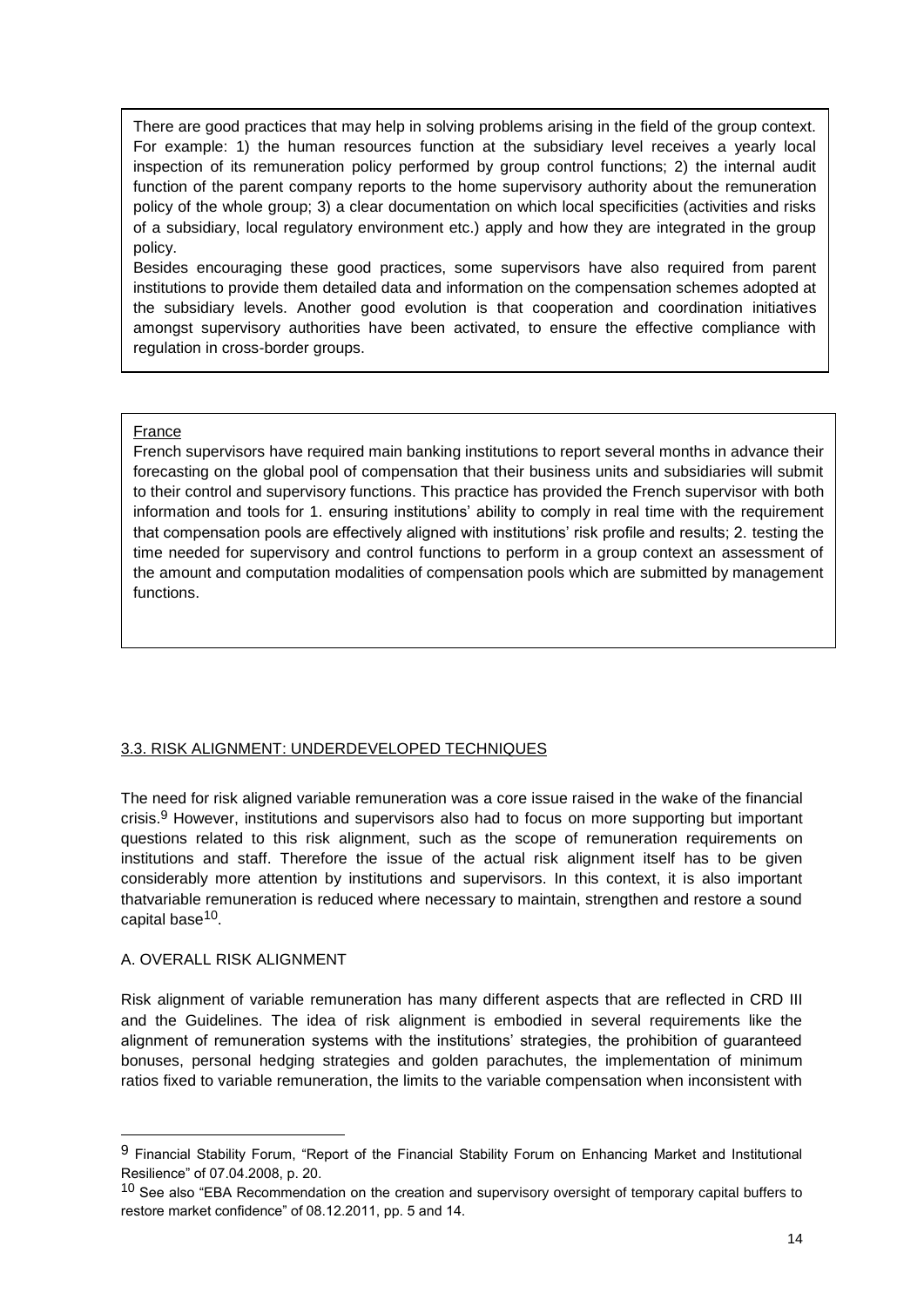There are good practices that may help in solving problems arising in the field of the group context. For example: 1) the human resources function at the subsidiary level receives a yearly local inspection of its remuneration policy performed by group control functions; 2) the internal audit function of the parent company reports to the home supervisory authority about the remuneration policy of the whole group; 3) a clear documentation on which local specificities (activities and risks of a subsidiary, local regulatory environment etc.) apply and how they are integrated in the group policy.

Besides encouraging these good practices, some supervisors have also required from parent institutions to provide them detailed data and information on the compensation schemes adopted at the subsidiary levels. Another good evolution is that cooperation and coordination initiatives amongst supervisory authorities have been activated, to ensure the effective compliance with regulation in cross-border groups.

France

French supervisors have required main banking institutions to report several months in advance their forecasting on the global pool of compensation that their business units and subsidiaries will submit to their control and supervisory functions. This practice has provided the French supervisor with both information and tools for 1. ensuring institutions' ability to comply in real time with the requirement that compensation pools are effectively aligned with institutions' risk profile and results; 2. testing the time needed for supervisory and control functions to perform in a group context an assessment of the amount and computation modalities of compensation pools which are submitted by management functions.

## 3.3. RISK ALIGNMENT: UNDERDEVELOPED TECHNIQUES

The need for risk aligned variable remuneration was a core issue raised in the wake of the financial crisis.[9] However, institutions and supervisors also had to focus on more supporting but important questions related to this risk alignment, such as the scope of remuneration requirements on institutions and staff. Therefore the issue of the actual risk alignment itself has to be given considerably more attention by institutions and supervisors. In this context, it is also important thatvariable remuneration is reduced where necessary to maintain, strengthen and restore a sound capital base[10].

### A. OVERALL RISK ALIGNMENT

Risk alignment of variable remuneration has many different aspects that are reflected in CRD III and the Guidelines. The idea of risk alignment is embodied in several requirements like the alignment of remuneration systems with the institutions' strategies, the prohibition of guaranteed bonuses, personal hedging strategies and golden parachutes, the implementation of minimum ratios fixed to variable remuneration, the limits to the variable compensation when inconsistent with

---

[9] Financial Stability Forum, "Report of the Financial Stability Forum on Enhancing Market and Institutional Resilience" of 07.04.2008, p. 20.

[10] See also "EBA Recommendation on the creation and supervisory oversight of temporary capital buffers to restore market confidence" of 08.12.2011, pp. 5 and 14.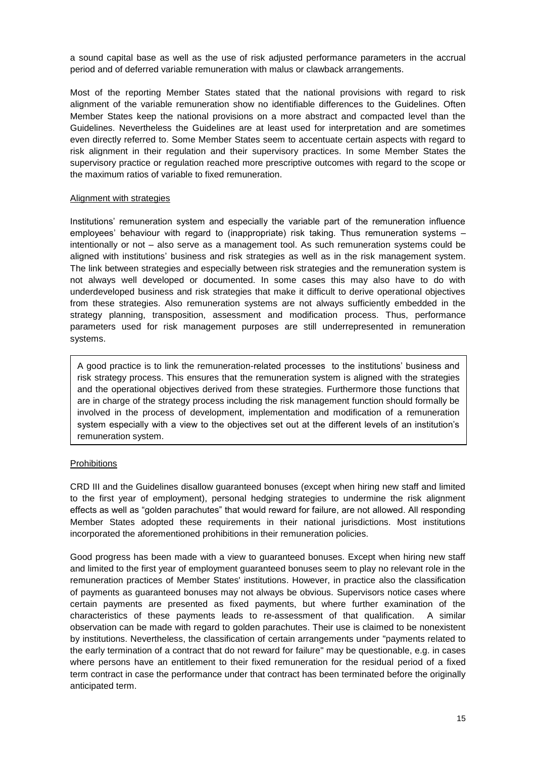a sound capital base as well as the use of risk adjusted performance parameters in the accrual period and of deferred variable remuneration with malus or clawback arrangements.

Most of the reporting Member States stated that the national provisions with regard to risk alignment of the variable remuneration show no identifiable differences to the Guidelines. Often Member States keep the national provisions on a more abstract and compacted level than the Guidelines. Nevertheless the Guidelines are at least used for interpretation and are sometimes even directly referred to. Some Member States seem to accentuate certain aspects with regard to risk alignment in their regulation and their supervisory practices. In some Member States the supervisory practice or regulation reached more prescriptive outcomes with regard to the scope or the maximum ratios of variable to fixed remuneration.

Alignment with strategies

Institutions' remuneration system and especially the variable part of the remuneration influence employees' behaviour with regard to (inappropriate) risk taking. Thus remuneration systems – intentionally or not – also serve as a management tool. As such remuneration systems could be aligned with institutions' business and risk strategies as well as in the risk management system. The link between strategies and especially between risk strategies and the remuneration system is not always well developed or documented. In some cases this may also have to do with underdeveloped business and risk strategies that make it difficult to derive operational objectives from these strategies. Also remuneration systems are not always sufficiently embedded in the strategy planning, transposition, assessment and modification process. Thus, performance parameters used for risk management purposes are still underrepresented in remuneration systems.

> A good practice is to link the remuneration-related processes to the institutions' business and risk strategy process. This ensures that the remuneration system is aligned with the strategies and the operational objectives derived from these strategies. Furthermore those functions that are in charge of the strategy process including the risk management function should formally be involved in the process of development, implementation and modification of a remuneration system especially with a view to the objectives set out at the different levels of an institution's remuneration system.

Prohibitions

CRD III and the Guidelines disallow guaranteed bonuses (except when hiring new staff and limited to the first year of employment), personal hedging strategies to undermine the risk alignment effects as well as "golden parachutes" that would reward for failure, are not allowed. All responding Member States adopted these requirements in their national jurisdictions. Most institutions incorporated the aforementioned prohibitions in their remuneration policies.

Good progress has been made with a view to guaranteed bonuses. Except when hiring new staff and limited to the first year of employment guaranteed bonuses seem to play no relevant role in the remuneration practices of Member States' institutions. However, in practice also the classification of payments as guaranteed bonuses may not always be obvious. Supervisors notice cases where certain payments are presented as fixed payments, but where further examination of the characteristics of these payments leads to re-assessment of that qualification. A similar observation can be made with regard to golden parachutes. Their use is claimed to be nonexistent by institutions. Nevertheless, the classification of certain arrangements under "payments related to the early termination of a contract that do not reward for failure" may be questionable, e.g. in cases where persons have an entitlement to their fixed remuneration for the residual period of a fixed term contract in case the performance under that contract has been terminated before the originally anticipated term.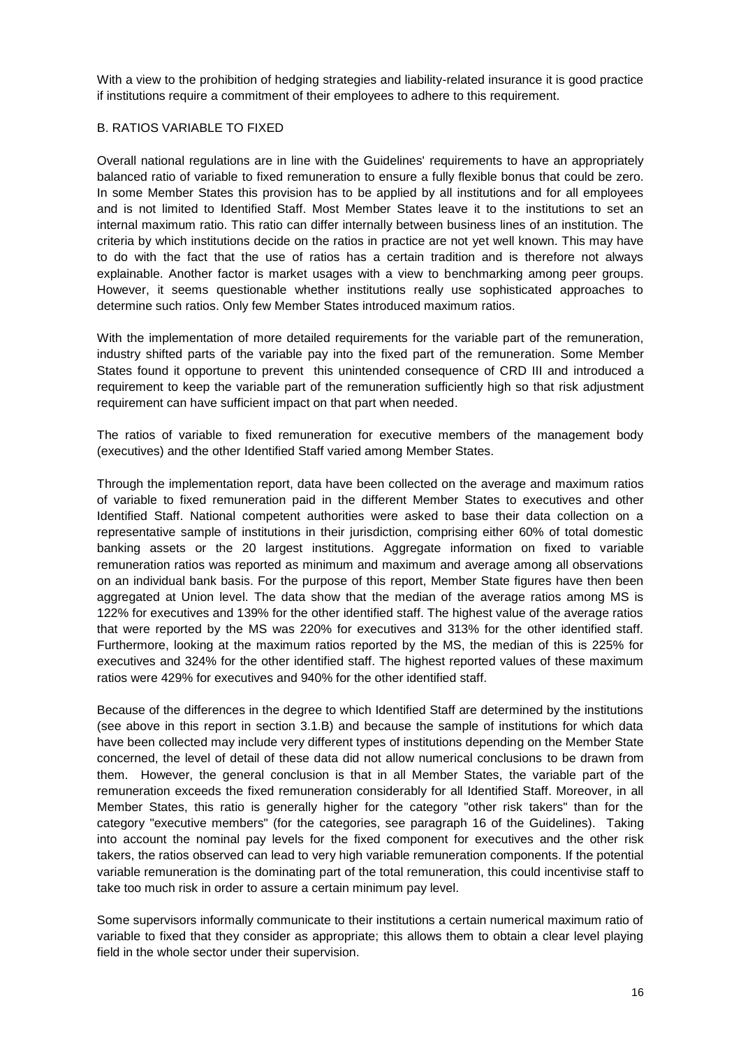With a view to the prohibition of hedging strategies and liability-related insurance it is good practice if institutions require a commitment of their employees to adhere to this requirement.

### B. RATIOS VARIABLE TO FIXED

Overall national regulations are in line with the Guidelines' requirements to have an appropriately balanced ratio of variable to fixed remuneration to ensure a fully flexible bonus that could be zero. In some Member States this provision has to be applied by all institutions and for all employees and is not limited to Identified Staff. Most Member States leave it to the institutions to set an internal maximum ratio. This ratio can differ internally between business lines of an institution. The criteria by which institutions decide on the ratios in practice are not yet well known. This may have to do with the fact that the use of ratios has a certain tradition and is therefore not always explainable. Another factor is market usages with a view to benchmarking among peer groups. However, it seems questionable whether institutions really use sophisticated approaches to determine such ratios. Only few Member States introduced maximum ratios.

With the implementation of more detailed requirements for the variable part of the remuneration, industry shifted parts of the variable pay into the fixed part of the remuneration. Some Member States found it opportune to prevent this unintended consequence of CRD III and introduced a requirement to keep the variable part of the remuneration sufficiently high so that risk adjustment requirement can have sufficient impact on that part when needed.

The ratios of variable to fixed remuneration for executive members of the management body (executives) and the other Identified Staff varied among Member States.

Through the implementation report, data have been collected on the average and maximum ratios of variable to fixed remuneration paid in the different Member States to executives and other Identified Staff. National competent authorities were asked to base their data collection on a representative sample of institutions in their jurisdiction, comprising either 60% of total domestic banking assets or the 20 largest institutions. Aggregate information on fixed to variable remuneration ratios was reported as minimum and maximum and average among all observations on an individual bank basis. For the purpose of this report, Member State figures have then been aggregated at Union level. The data show that the median of the average ratios among MS is 122% for executives and 139% for the other identified staff. The highest value of the average ratios that were reported by the MS was 220% for executives and 313% for the other identified staff. Furthermore, looking at the maximum ratios reported by the MS, the median of this is 225% for executives and 324% for the other identified staff. The highest reported values of these maximum ratios were 429% for executives and 940% for the other identified staff.

Because of the differences in the degree to which Identified Staff are determined by the institutions (see above in this report in section 3.1.B) and because the sample of institutions for which data have been collected may include very different types of institutions depending on the Member State concerned, the level of detail of these data did not allow numerical conclusions to be drawn from them. However, the general conclusion is that in all Member States, the variable part of the remuneration exceeds the fixed remuneration considerably for all Identified Staff. Moreover, in all Member States, this ratio is generally higher for the category "other risk takers" than for the category "executive members" (for the categories, see paragraph 16 of the Guidelines). Taking into account the nominal pay levels for the fixed component for executives and the other risk takers, the ratios observed can lead to very high variable remuneration components. If the potential variable remuneration is the dominating part of the total remuneration, this could incentivise staff to take too much risk in order to assure a certain minimum pay level.

Some supervisors informally communicate to their institutions a certain numerical maximum ratio of variable to fixed that they consider as appropriate; this allows them to obtain a clear level playing field in the whole sector under their supervision.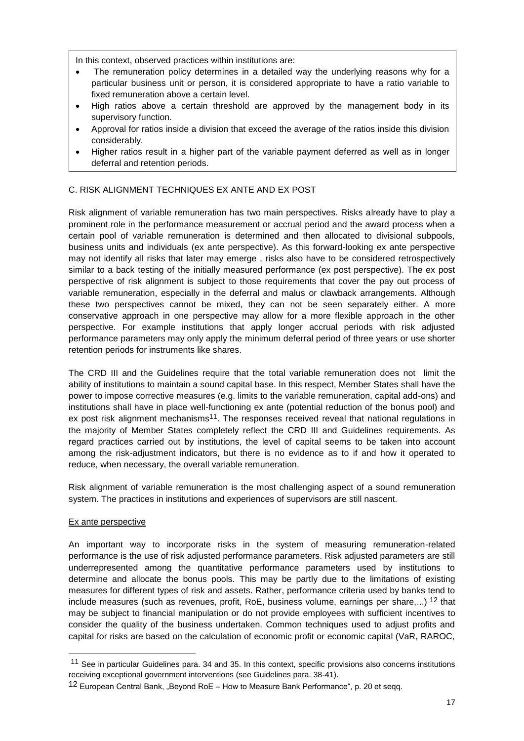In this context, observed practices within institutions are:

- The remuneration policy determines in a detailed way the underlying reasons why for a particular business unit or person, it is considered appropriate to have a ratio variable to fixed remuneration above a certain level.
- High ratios above a certain threshold are approved by the management body in its supervisory function.
- Approval for ratios inside a division that exceed the average of the ratios inside this division considerably.
- Higher ratios result in a higher part of the variable payment deferred as well as in longer deferral and retention periods.

### C. RISK ALIGNMENT TECHNIQUES EX ANTE AND EX POST

Risk alignment of variable remuneration has two main perspectives. Risks already have to play a prominent role in the performance measurement or accrual period and the award process when a certain pool of variable remuneration is determined and then allocated to divisional subpools, business units and individuals (ex ante perspective). As this forward-looking ex ante perspective may not identify all risks that later may emerge , risks also have to be considered retrospectively similar to a back testing of the initially measured performance (ex post perspective). The ex post perspective of risk alignment is subject to those requirements that cover the pay out process of variable remuneration, especially in the deferral and malus or clawback arrangements. Although these two perspectives cannot be mixed, they can not be seen separately either. A more conservative approach in one perspective may allow for a more flexible approach in the other perspective. For example institutions that apply longer accrual periods with risk adjusted performance parameters may only apply the minimum deferral period of three years or use shorter retention periods for instruments like shares.

The CRD III and the Guidelines require that the total variable remuneration does not limit the ability of institutions to maintain a sound capital base. In this respect, Member States shall have the power to impose corrective measures (e.g. limits to the variable remuneration, capital add-ons) and institutions shall have in place well-functioning ex ante (potential reduction of the bonus pool) and ex post risk alignment mechanisms[11]. The responses received reveal that national regulations in the majority of Member States completely reflect the CRD III and Guidelines requirements. As regard practices carried out by institutions, the level of capital seems to be taken into account among the risk-adjustment indicators, but there is no evidence as to if and how it operated to reduce, when necessary, the overall variable remuneration.

Risk alignment of variable remuneration is the most challenging aspect of a sound remuneration system. The practices in institutions and experiences of supervisors are still nascent.

#### Ex ante perspective

An important way to incorporate risks in the system of measuring remuneration-related performance is the use of risk adjusted performance parameters. Risk adjusted parameters are still underrepresented among the quantitative performance parameters used by institutions to determine and allocate the bonus pools. This may be partly due to the limitations of existing measures for different types of risk and assets. Rather, performance criteria used by banks tend to include measures (such as revenues, profit, RoE, business volume, earnings per share,...) [12] that may be subject to financial manipulation or do not provide employees with sufficient incentives to consider the quality of the business undertaken. Common techniques used to adjust profits and capital for risks are based on the calculation of economic profit or economic capital (VaR, RAROC,

---

[11] See in particular Guidelines para. 34 and 35. In this context, specific provisions also concerns institutions receiving exceptional government interventions (see Guidelines para. 38-41).

[12] European Central Bank, „Beyond RoE – How to Measure Bank Performance", p. 20 et seqq.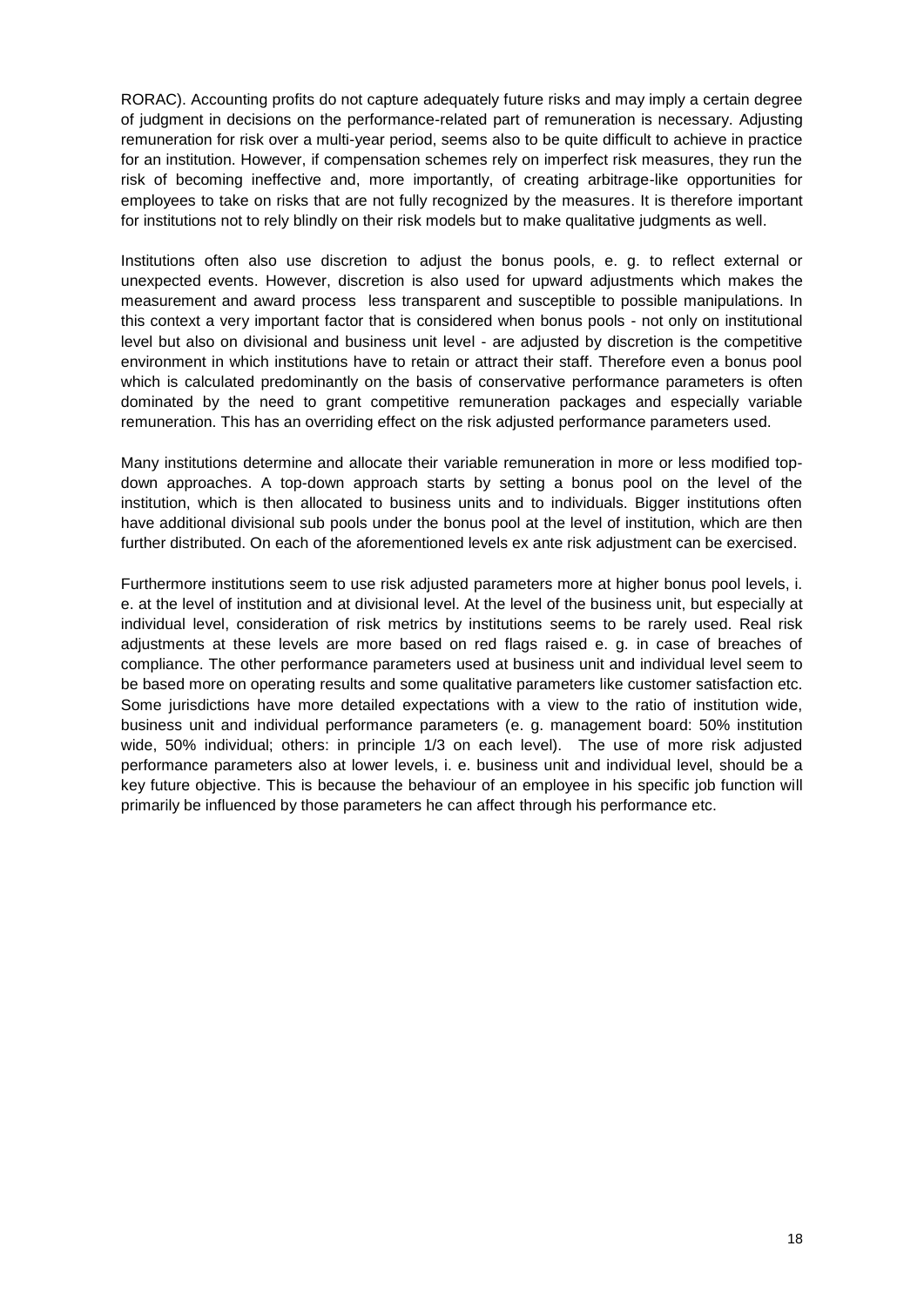RORAC). Accounting profits do not capture adequately future risks and may imply a certain degree of judgment in decisions on the performance-related part of remuneration is necessary. Adjusting remuneration for risk over a multi-year period, seems also to be quite difficult to achieve in practice for an institution. However, if compensation schemes rely on imperfect risk measures, they run the risk of becoming ineffective and, more importantly, of creating arbitrage-like opportunities for employees to take on risks that are not fully recognized by the measures. It is therefore important for institutions not to rely blindly on their risk models but to make qualitative judgments as well.

Institutions often also use discretion to adjust the bonus pools, e. g. to reflect external or unexpected events. However, discretion is also used for upward adjustments which makes the measurement and award process less transparent and susceptible to possible manipulations. In this context a very important factor that is considered when bonus pools - not only on institutional level but also on divisional and business unit level - are adjusted by discretion is the competitive environment in which institutions have to retain or attract their staff. Therefore even a bonus pool which is calculated predominantly on the basis of conservative performance parameters is often dominated by the need to grant competitive remuneration packages and especially variable remuneration. This has an overriding effect on the risk adjusted performance parameters used.

Many institutions determine and allocate their variable remuneration in more or less modified top-down approaches. A top-down approach starts by setting a bonus pool on the level of the institution, which is then allocated to business units and to individuals. Bigger institutions often have additional divisional sub pools under the bonus pool at the level of institution, which are then further distributed. On each of the aforementioned levels ex ante risk adjustment can be exercised.

Furthermore institutions seem to use risk adjusted parameters more at higher bonus pool levels, i. e. at the level of institution and at divisional level. At the level of the business unit, but especially at individual level, consideration of risk metrics by institutions seems to be rarely used. Real risk adjustments at these levels are more based on red flags raised e. g. in case of breaches of compliance. The other performance parameters used at business unit and individual level seem to be based more on operating results and some qualitative parameters like customer satisfaction etc. Some jurisdictions have more detailed expectations with a view to the ratio of institution wide, business unit and individual performance parameters (e. g. management board: 50% institution wide, 50% individual; others: in principle 1/3 on each level). The use of more risk adjusted performance parameters also at lower levels, i. e. business unit and individual level, should be a key future objective. This is because the behaviour of an employee in his specific job function will primarily be influenced by those parameters he can affect through his performance etc.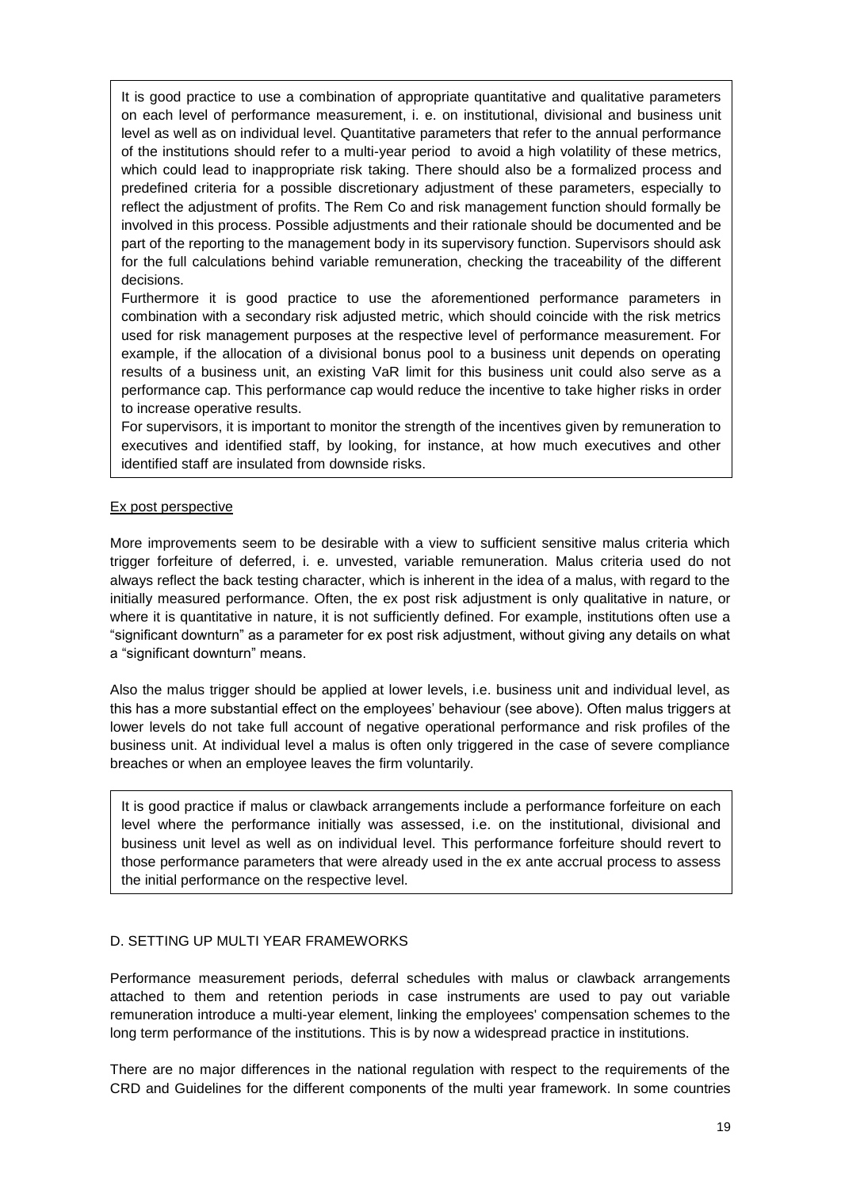It is good practice to use a combination of appropriate quantitative and qualitative parameters on each level of performance measurement, i. e. on institutional, divisional and business unit level as well as on individual level. Quantitative parameters that refer to the annual performance of the institutions should refer to a multi-year period to avoid a high volatility of these metrics, which could lead to inappropriate risk taking. There should also be a formalized process and predefined criteria for a possible discretionary adjustment of these parameters, especially to reflect the adjustment of profits. The Rem Co and risk management function should formally be involved in this process. Possible adjustments and their rationale should be documented and be part of the reporting to the management body in its supervisory function. Supervisors should ask for the full calculations behind variable remuneration, checking the traceability of the different decisions.

Furthermore it is good practice to use the aforementioned performance parameters in combination with a secondary risk adjusted metric, which should coincide with the risk metrics used for risk management purposes at the respective level of performance measurement. For example, if the allocation of a divisional bonus pool to a business unit depends on operating results of a business unit, an existing VaR limit for this business unit could also serve as a performance cap. This performance cap would reduce the incentive to take higher risks in order to increase operative results.

For supervisors, it is important to monitor the strength of the incentives given by remuneration to executives and identified staff, by looking, for instance, at how much executives and other identified staff are insulated from downside risks.

Ex post perspective

More improvements seem to be desirable with a view to sufficient sensitive malus criteria which trigger forfeiture of deferred, i. e. unvested, variable remuneration. Malus criteria used do not always reflect the back testing character, which is inherent in the idea of a malus, with regard to the initially measured performance. Often, the ex post risk adjustment is only qualitative in nature, or where it is quantitative in nature, it is not sufficiently defined. For example, institutions often use a "significant downturn" as a parameter for ex post risk adjustment, without giving any details on what a "significant downturn" means.

Also the malus trigger should be applied at lower levels, i.e. business unit and individual level, as this has a more substantial effect on the employees' behaviour (see above). Often malus triggers at lower levels do not take full account of negative operational performance and risk profiles of the business unit. At individual level a malus is often only triggered in the case of severe compliance breaches or when an employee leaves the firm voluntarily.

It is good practice if malus or clawback arrangements include a performance forfeiture on each level where the performance initially was assessed, i.e. on the institutional, divisional and business unit level as well as on individual level. This performance forfeiture should revert to those performance parameters that were already used in the ex ante accrual process to assess the initial performance on the respective level.

D. SETTING UP MULTI YEAR FRAMEWORKS

Performance measurement periods, deferral schedules with malus or clawback arrangements attached to them and retention periods in case instruments are used to pay out variable remuneration introduce a multi-year element, linking the employees' compensation schemes to the long term performance of the institutions. This is by now a widespread practice in institutions.

There are no major differences in the national regulation with respect to the requirements of the CRD and Guidelines for the different components of the multi year framework. In some countries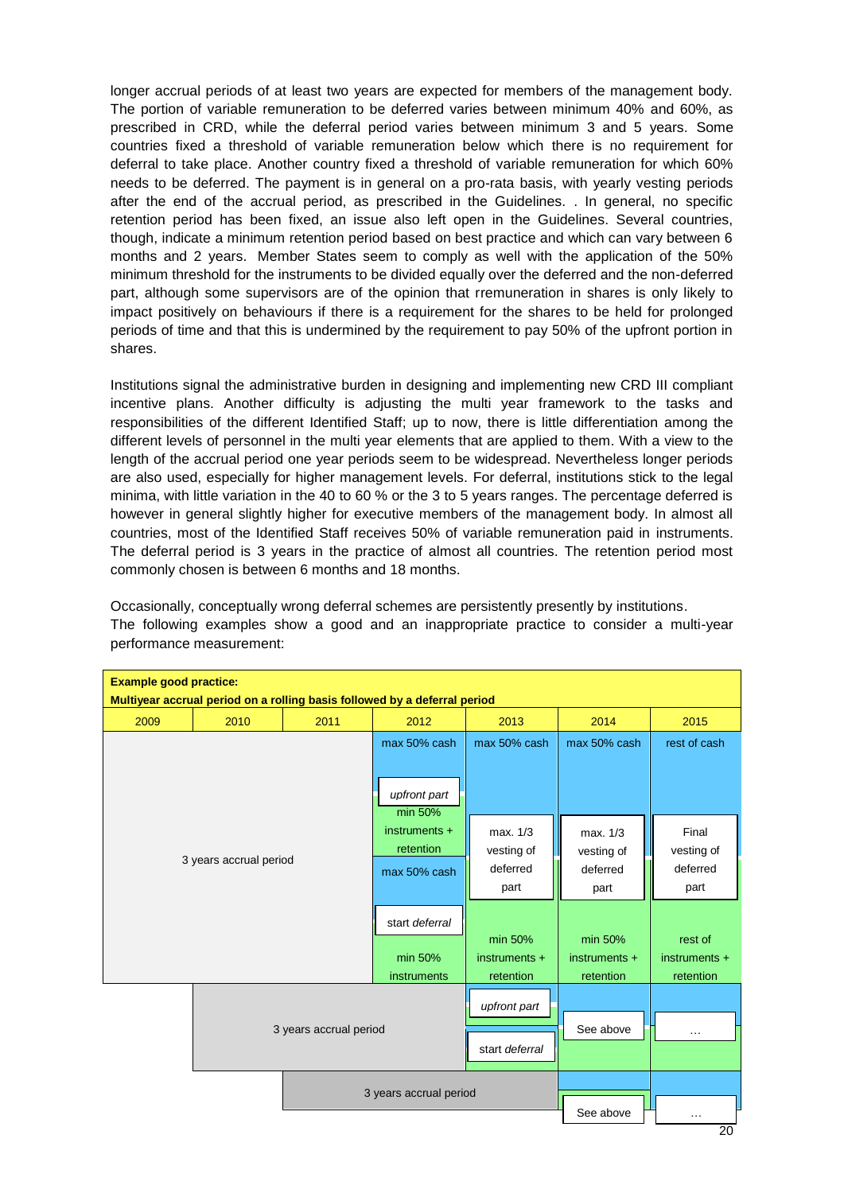longer accrual periods of at least two years are expected for members of the management body. The portion of variable remuneration to be deferred varies between minimum 40% and 60%, as prescribed in CRD, while the deferral period varies between minimum 3 and 5 years. Some countries fixed a threshold of variable remuneration below which there is no requirement for deferral to take place. Another country fixed a threshold of variable remuneration for which 60% needs to be deferred. The payment is in general on a pro-rata basis, with yearly vesting periods after the end of the accrual period, as prescribed in the Guidelines. . In general, no specific retention period has been fixed, an issue also left open in the Guidelines. Several countries, though, indicate a minimum retention period based on best practice and which can vary between 6 months and 2 years. Member States seem to comply as well with the application of the 50% minimum threshold for the instruments to be divided equally over the deferred and the non-deferred part, although some supervisors are of the opinion that rremuneration in shares is only likely to impact positively on behaviours if there is a requirement for the shares to be held for prolonged periods of time and that this is undermined by the requirement to pay 50% of the upfront portion in shares.

Institutions signal the administrative burden in designing and implementing new CRD III compliant incentive plans. Another difficulty is adjusting the multi year framework to the tasks and responsibilities of the different Identified Staff; up to now, there is little differentiation among the different levels of personnel in the multi year elements that are applied to them. With a view to the length of the accrual period one year periods seem to be widespread. Nevertheless longer periods are also used, especially for higher management levels. For deferral, institutions stick to the legal minima, with little variation in the 40 to 60 % or the 3 to 5 years ranges. The percentage deferred is however in general slightly higher for executive members of the management body. In almost all countries, most of the Identified Staff receives 50% of variable remuneration paid in instruments. The deferral period is 3 years in the practice of almost all countries. The retention period most commonly chosen is between 6 months and 18 months.

Occasionally, conceptually wrong deferral schemes are persistently presently by institutions.
The following examples show a good and an inappropriate practice to consider a multi-year performance measurement:

**Example good practice:**
**Multiyear accrual period on a rolling basis followed by a deferral period**

| 2009 | 2010 | 2011 | 2012 | 2013 | 2014 | 2015 |
|---|---|---|---|---|---|---|
| 3 years accrual period | | | max 50% cash<br>*upfront part*<br>min 50% instruments + retention<br>max 50% cash<br>start *deferral*<br>min 50% instruments | max 50% cash<br>max. 1/3 vesting of deferred part<br>min 50% instruments + retention | max 50% cash<br>max. 1/3 vesting of deferred part<br>min 50% instruments + retention | rest of cash<br>Final vesting of deferred part<br>rest of instruments + retention |
| | 3 years accrual period | | | *upfront part*<br>start *deferral* | See above | … |
| | | 3 years accrual period | | | See above | … |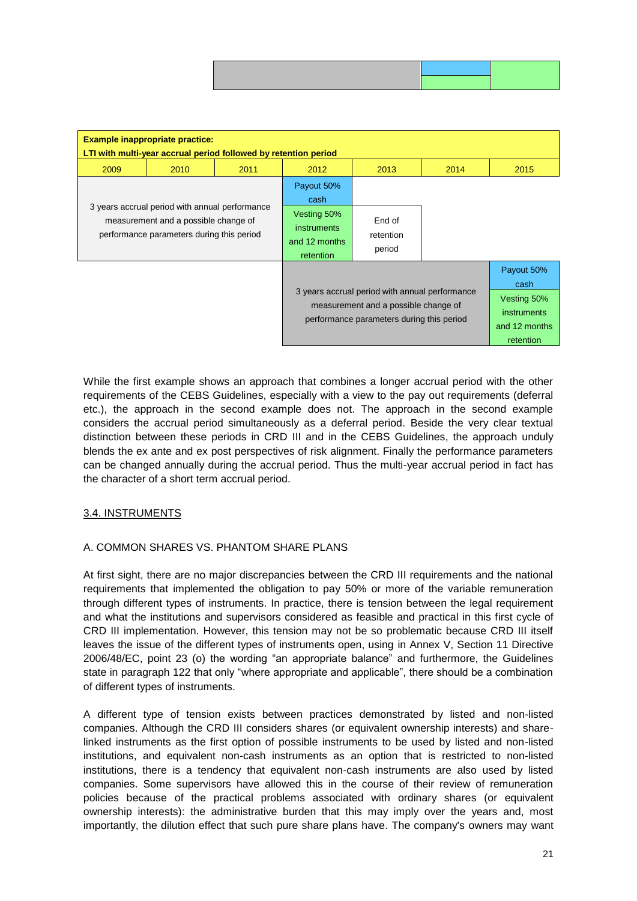| Example inappropriate practice: LTI with multi-year accrual period followed by retention period | | | | | | |
|---|---|---|---|---|---|---|
| 2009 | 2010 | 2011 | 2012 | 2013 | 2014 | 2015 |
| 3 years accrual period with annual performance measurement and a possible change of performance parameters during this period | | | Payout 50% cash | | | |
| | | | Vesting 50% instruments and 12 months retention | End of retention period | | |
| | | | 3 years accrual period with annual performance measurement and a possible change of performance parameters during this period | | | Payout 50% cash |
| | | | | | | Vesting 50% instruments and 12 months retention |

While the first example shows an approach that combines a longer accrual period with the other requirements of the CEBS Guidelines, especially with a view to the pay out requirements (deferral etc.), the approach in the second example does not. The approach in the second example considers the accrual period simultaneously as a deferral period. Beside the very clear textual distinction between these periods in CRD III and in the CEBS Guidelines, the approach unduly blends the ex ante and ex post perspectives of risk alignment. Finally the performance parameters can be changed annually during the accrual period. Thus the multi-year accrual period in fact has the character of a short term accrual period.

## 3.4. INSTRUMENTS

### A. COMMON SHARES VS. PHANTOM SHARE PLANS

At first sight, there are no major discrepancies between the CRD III requirements and the national requirements that implemented the obligation to pay 50% or more of the variable remuneration through different types of instruments. In practice, there is tension between the legal requirement and what the institutions and supervisors considered as feasible and practical in this first cycle of CRD III implementation. However, this tension may not be so problematic because CRD III itself leaves the issue of the different types of instruments open, using in Annex V, Section 11 Directive 2006/48/EC, point 23 (o) the wording "an appropriate balance" and furthermore, the Guidelines state in paragraph 122 that only "where appropriate and applicable", there should be a combination of different types of instruments.

A different type of tension exists between practices demonstrated by listed and non-listed companies. Although the CRD III considers shares (or equivalent ownership interests) and share-linked instruments as the first option of possible instruments to be used by listed and non-listed institutions, and equivalent non-cash instruments as an option that is restricted to non-listed institutions, there is a tendency that equivalent non-cash instruments are also used by listed companies. Some supervisors have allowed this in the course of their review of remuneration policies because of the practical problems associated with ordinary shares (or equivalent ownership interests): the administrative burden that this may imply over the years and, most importantly, the dilution effect that such pure share plans have. The company's owners may want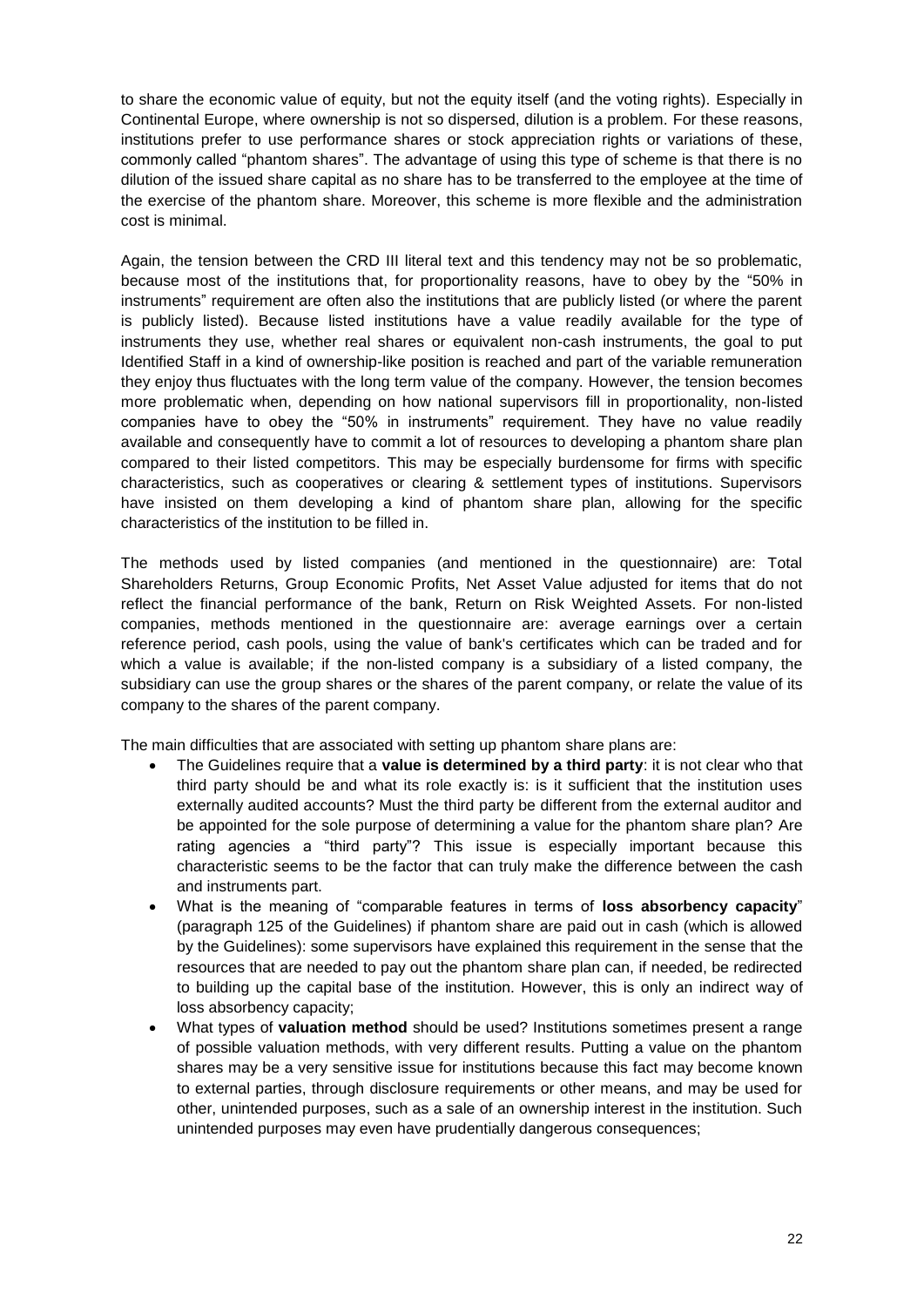to share the economic value of equity, but not the equity itself (and the voting rights). Especially in Continental Europe, where ownership is not so dispersed, dilution is a problem. For these reasons, institutions prefer to use performance shares or stock appreciation rights or variations of these, commonly called "phantom shares". The advantage of using this type of scheme is that there is no dilution of the issued share capital as no share has to be transferred to the employee at the time of the exercise of the phantom share. Moreover, this scheme is more flexible and the administration cost is minimal.

Again, the tension between the CRD III literal text and this tendency may not be so problematic, because most of the institutions that, for proportionality reasons, have to obey by the "50% in instruments" requirement are often also the institutions that are publicly listed (or where the parent is publicly listed). Because listed institutions have a value readily available for the type of instruments they use, whether real shares or equivalent non-cash instruments, the goal to put Identified Staff in a kind of ownership-like position is reached and part of the variable remuneration they enjoy thus fluctuates with the long term value of the company. However, the tension becomes more problematic when, depending on how national supervisors fill in proportionality, non-listed companies have to obey the "50% in instruments" requirement. They have no value readily available and consequently have to commit a lot of resources to developing a phantom share plan compared to their listed competitors. This may be especially burdensome for firms with specific characteristics, such as cooperatives or clearing & settlement types of institutions. Supervisors have insisted on them developing a kind of phantom share plan, allowing for the specific characteristics of the institution to be filled in.

The methods used by listed companies (and mentioned in the questionnaire) are: Total Shareholders Returns, Group Economic Profits, Net Asset Value adjusted for items that do not reflect the financial performance of the bank, Return on Risk Weighted Assets. For non-listed companies, methods mentioned in the questionnaire are: average earnings over a certain reference period, cash pools, using the value of bank's certificates which can be traded and for which a value is available; if the non-listed company is a subsidiary of a listed company, the subsidiary can use the group shares or the shares of the parent company, or relate the value of its company to the shares of the parent company.

The main difficulties that are associated with setting up phantom share plans are:

- The Guidelines require that a **value is determined by a third party**: it is not clear who that third party should be and what its role exactly is: is it sufficient that the institution uses externally audited accounts? Must the third party be different from the external auditor and be appointed for the sole purpose of determining a value for the phantom share plan? Are rating agencies a "third party"? This issue is especially important because this characteristic seems to be the factor that can truly make the difference between the cash and instruments part.
- What is the meaning of "comparable features in terms of **loss absorbency capacity**" (paragraph 125 of the Guidelines) if phantom share are paid out in cash (which is allowed by the Guidelines): some supervisors have explained this requirement in the sense that the resources that are needed to pay out the phantom share plan can, if needed, be redirected to building up the capital base of the institution. However, this is only an indirect way of loss absorbency capacity;
- What types of **valuation method** should be used? Institutions sometimes present a range of possible valuation methods, with very different results. Putting a value on the phantom shares may be a very sensitive issue for institutions because this fact may become known to external parties, through disclosure requirements or other means, and may be used for other, unintended purposes, such as a sale of an ownership interest in the institution. Such unintended purposes may even have prudentially dangerous consequences;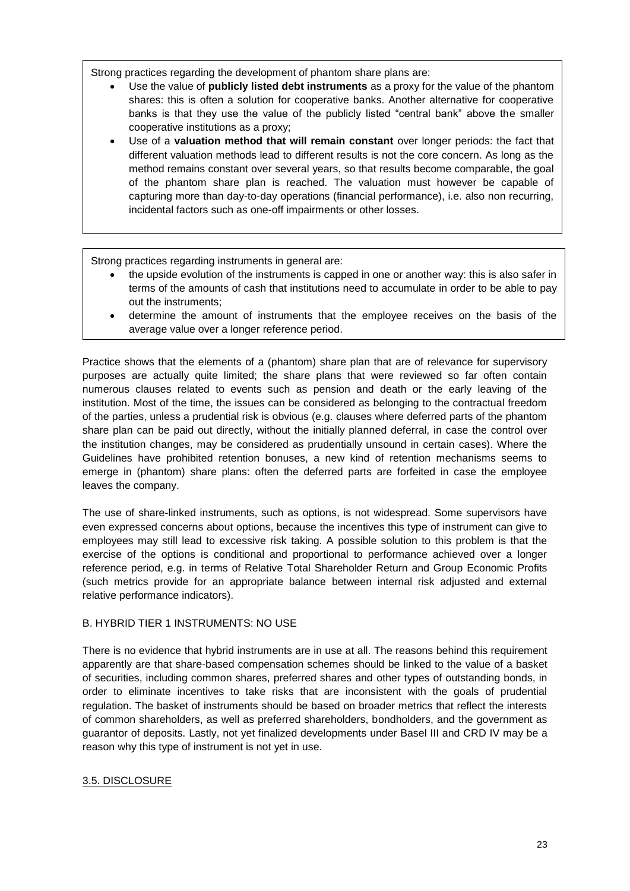Strong practices regarding the development of phantom share plans are:

- Use the value of **publicly listed debt instruments** as a proxy for the value of the phantom shares: this is often a solution for cooperative banks. Another alternative for cooperative banks is that they use the value of the publicly listed "central bank" above the smaller cooperative institutions as a proxy;
- Use of a **valuation method that will remain constant** over longer periods: the fact that different valuation methods lead to different results is not the core concern. As long as the method remains constant over several years, so that results become comparable, the goal of the phantom share plan is reached. The valuation must however be capable of capturing more than day-to-day operations (financial performance), i.e. also non recurring, incidental factors such as one-off impairments or other losses.

Strong practices regarding instruments in general are:

- the upside evolution of the instruments is capped in one or another way: this is also safer in terms of the amounts of cash that institutions need to accumulate in order to be able to pay out the instruments;
- determine the amount of instruments that the employee receives on the basis of the average value over a longer reference period.

Practice shows that the elements of a (phantom) share plan that are of relevance for supervisory purposes are actually quite limited; the share plans that were reviewed so far often contain numerous clauses related to events such as pension and death or the early leaving of the institution. Most of the time, the issues can be considered as belonging to the contractual freedom of the parties, unless a prudential risk is obvious (e.g. clauses where deferred parts of the phantom share plan can be paid out directly, without the initially planned deferral, in case the control over the institution changes, may be considered as prudentially unsound in certain cases). Where the Guidelines have prohibited retention bonuses, a new kind of retention mechanisms seems to emerge in (phantom) share plans: often the deferred parts are forfeited in case the employee leaves the company.

The use of share-linked instruments, such as options, is not widespread. Some supervisors have even expressed concerns about options, because the incentives this type of instrument can give to employees may still lead to excessive risk taking. A possible solution to this problem is that the exercise of the options is conditional and proportional to performance achieved over a longer reference period, e.g. in terms of Relative Total Shareholder Return and Group Economic Profits (such metrics provide for an appropriate balance between internal risk adjusted and external relative performance indicators).

B. HYBRID TIER 1 INSTRUMENTS: NO USE

There is no evidence that hybrid instruments are in use at all. The reasons behind this requirement apparently are that share-based compensation schemes should be linked to the value of a basket of securities, including common shares, preferred shares and other types of outstanding bonds, in order to eliminate incentives to take risks that are inconsistent with the goals of prudential regulation. The basket of instruments should be based on broader metrics that reflect the interests of common shareholders, as well as preferred shareholders, bondholders, and the government as guarantor of deposits. Lastly, not yet finalized developments under Basel III and CRD IV may be a reason why this type of instrument is not yet in use.

## 3.5. DISCLOSURE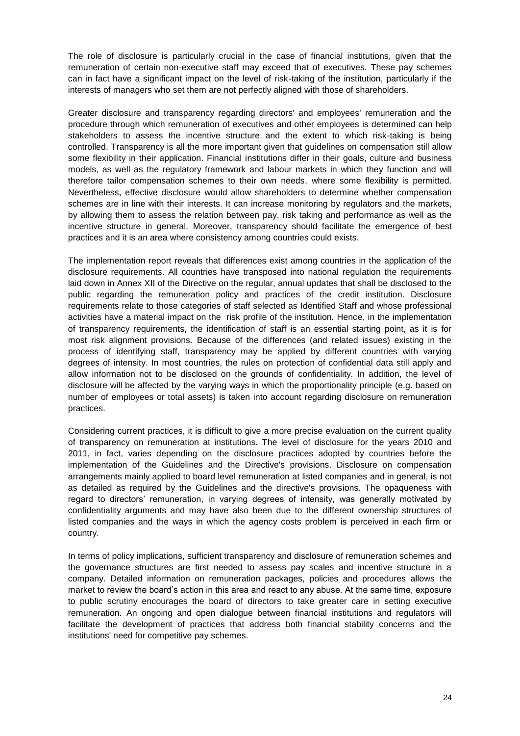The role of disclosure is particularly crucial in the case of financial institutions, given that the remuneration of certain non-executive staff may exceed that of executives. These pay schemes can in fact have a significant impact on the level of risk-taking of the institution, particularly if the interests of managers who set them are not perfectly aligned with those of shareholders.

Greater disclosure and transparency regarding directors' and employees' remuneration and the procedure through which remuneration of executives and other employees is determined can help stakeholders to assess the incentive structure and the extent to which risk-taking is being controlled. Transparency is all the more important given that guidelines on compensation still allow some flexibility in their application. Financial institutions differ in their goals, culture and business models, as well as the regulatory framework and labour markets in which they function and will therefore tailor compensation schemes to their own needs, where some flexibility is permitted. Nevertheless, effective disclosure would allow shareholders to determine whether compensation schemes are in line with their interests. It can increase monitoring by regulators and the markets, by allowing them to assess the relation between pay, risk taking and performance as well as the incentive structure in general. Moreover, transparency should facilitate the emergence of best practices and it is an area where consistency among countries could exists.

The implementation report reveals that differences exist among countries in the application of the disclosure requirements. All countries have transposed into national regulation the requirements laid down in Annex XII of the Directive on the regular, annual updates that shall be disclosed to the public regarding the remuneration policy and practices of the credit institution. Disclosure requirements relate to those categories of staff selected as Identified Staff and whose professional activities have a material impact on the risk profile of the institution. Hence, in the implementation of transparency requirements, the identification of staff is an essential starting point, as it is for most risk alignment provisions. Because of the differences (and related issues) existing in the process of identifying staff, transparency may be applied by different countries with varying degrees of intensity. In most countries, the rules on protection of confidential data still apply and allow information not to be disclosed on the grounds of confidentiality. In addition, the level of disclosure will be affected by the varying ways in which the proportionality principle (e.g. based on number of employees or total assets) is taken into account regarding disclosure on remuneration practices.

Considering current practices, it is difficult to give a more precise evaluation on the current quality of transparency on remuneration at institutions. The level of disclosure for the years 2010 and 2011, in fact, varies depending on the disclosure practices adopted by countries before the implementation of the Guidelines and the Directive's provisions. Disclosure on compensation arrangements mainly applied to board level remuneration at listed companies and in general, is not as detailed as required by the Guidelines and the directive's provisions. The opaqueness with regard to directors' remuneration, in varying degrees of intensity, was generally motivated by confidentiality arguments and may have also been due to the different ownership structures of listed companies and the ways in which the agency costs problem is perceived in each firm or country.

In terms of policy implications, sufficient transparency and disclosure of remuneration schemes and the governance structures are first needed to assess pay scales and incentive structure in a company. Detailed information on remuneration packages, policies and procedures allows the market to review the board's action in this area and react to any abuse. At the same time, exposure to public scrutiny encourages the board of directors to take greater care in setting executive remuneration. An ongoing and open dialogue between financial institutions and regulators will facilitate the development of practices that address both financial stability concerns and the institutions' need for competitive pay schemes.